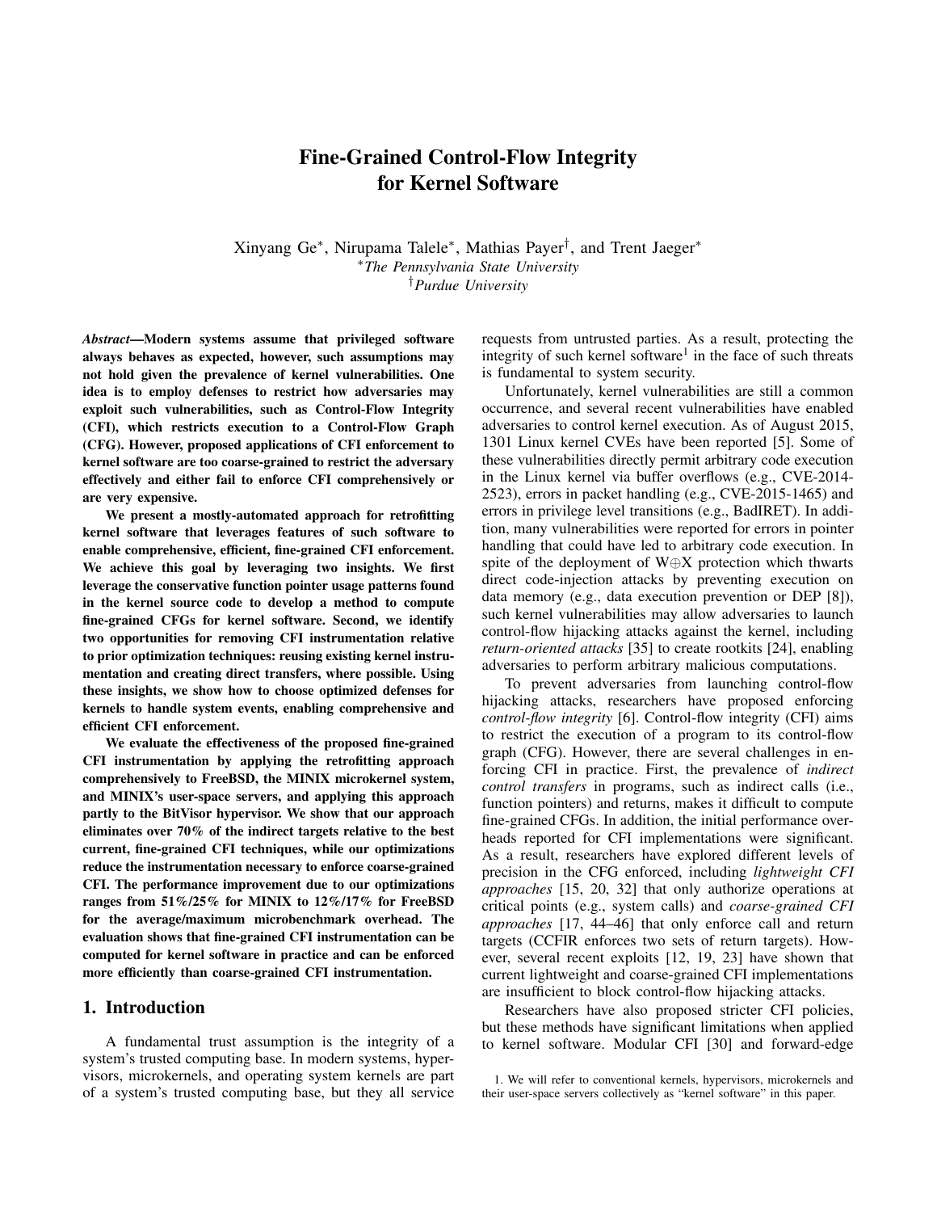# Fine-Grained Control-Flow Integrity for Kernel Software

Xinyang Ge[*], Nirupama Talele[*], Mathias Payer[†], and Trent Jaeger[*]
[*]*The Pennsylvania State University*
[†]*Purdue University*

***Abstract*—Modern systems assume that privileged software always behaves as expected, however, such assumptions may not hold given the prevalence of kernel vulnerabilities. One idea is to employ defenses to restrict how adversaries may exploit such vulnerabilities, such as Control-Flow Integrity (CFI), which restricts execution to a Control-Flow Graph (CFG). However, proposed applications of CFI enforcement to kernel software are too coarse-grained to restrict the adversary effectively and either fail to enforce CFI comprehensively or are very expensive.**

**We present a mostly-automated approach for retrofitting kernel software that leverages features of such software to enable comprehensive, efficient, fine-grained CFI enforcement. We achieve this goal by leveraging two insights. We first leverage the conservative function pointer usage patterns found in the kernel source code to develop a method to compute fine-grained CFGs for kernel software. Second, we identify two opportunities for removing CFI instrumentation relative to prior optimization techniques: reusing existing kernel instrumentation and creating direct transfers, where possible. Using these insights, we show how to choose optimized defenses for kernels to handle system events, enabling comprehensive and efficient CFI enforcement.**

**We evaluate the effectiveness of the proposed fine-grained CFI instrumentation by applying the retrofitting approach comprehensively to FreeBSD, the MINIX microkernel system, and MINIX's user-space servers, and applying this approach partly to the BitVisor hypervisor. We show that our approach eliminates over 70% of the indirect targets relative to the best current, fine-grained CFI techniques, while our optimizations reduce the instrumentation necessary to enforce coarse-grained CFI. The performance improvement due to our optimizations ranges from 51%/25% for MINIX to 12%/17% for FreeBSD for the average/maximum microbenchmark overhead. The evaluation shows that fine-grained CFI instrumentation can be computed for kernel software in practice and can be enforced more efficiently than coarse-grained CFI instrumentation.**

## 1. Introduction

A fundamental trust assumption is the integrity of a system's trusted computing base. In modern systems, hypervisors, microkernels, and operating system kernels are part of a system's trusted computing base, but they all service requests from untrusted parties. As a result, protecting the integrity of such kernel software[1] in the face of such threats is fundamental to system security.

Unfortunately, kernel vulnerabilities are still a common occurrence, and several recent vulnerabilities have enabled adversaries to control kernel execution. As of August 2015, 1301 Linux kernel CVEs have been reported [5]. Some of these vulnerabilities directly permit arbitrary code execution in the Linux kernel via buffer overflows (e.g., CVE-2014-2523), errors in packet handling (e.g., CVE-2015-1465) and errors in privilege level transitions (e.g., BadIRET). In addition, many vulnerabilities were reported for errors in pointer handling that could have led to arbitrary code execution. In spite of the deployment of W$\oplus$X protection which thwarts direct code-injection attacks by preventing execution on data memory (e.g., data execution prevention or DEP [8]), such kernel vulnerabilities may allow adversaries to launch control-flow hijacking attacks against the kernel, including *return-oriented attacks* [35] to create rootkits [24], enabling adversaries to perform arbitrary malicious computations.

To prevent adversaries from launching control-flow hijacking attacks, researchers have proposed enforcing *control-flow integrity* [6]. Control-flow integrity (CFI) aims to restrict the execution of a program to its control-flow graph (CFG). However, there are several challenges in enforcing CFI in practice. First, the prevalence of *indirect control transfers* in programs, such as indirect calls (i.e., function pointers) and returns, makes it difficult to compute fine-grained CFGs. In addition, the initial performance overheads reported for CFI implementations were significant. As a result, researchers have explored different levels of precision in the CFG enforced, including *lightweight CFI approaches* [15, 20, 32] that only authorize operations at critical points (e.g., system calls) and *coarse-grained CFI approaches* [17, 44–46] that only enforce call and return targets (CCFIR enforces two sets of return targets). However, several recent exploits [12, 19, 23] have shown that current lightweight and coarse-grained CFI implementations are insufficient to block control-flow hijacking attacks.

Researchers have also proposed stricter CFI policies, but these methods have significant limitations when applied to kernel software. Modular CFI [30] and forward-edge

1. We will refer to conventional kernels, hypervisors, microkernels and their user-space servers collectively as "kernel software" in this paper.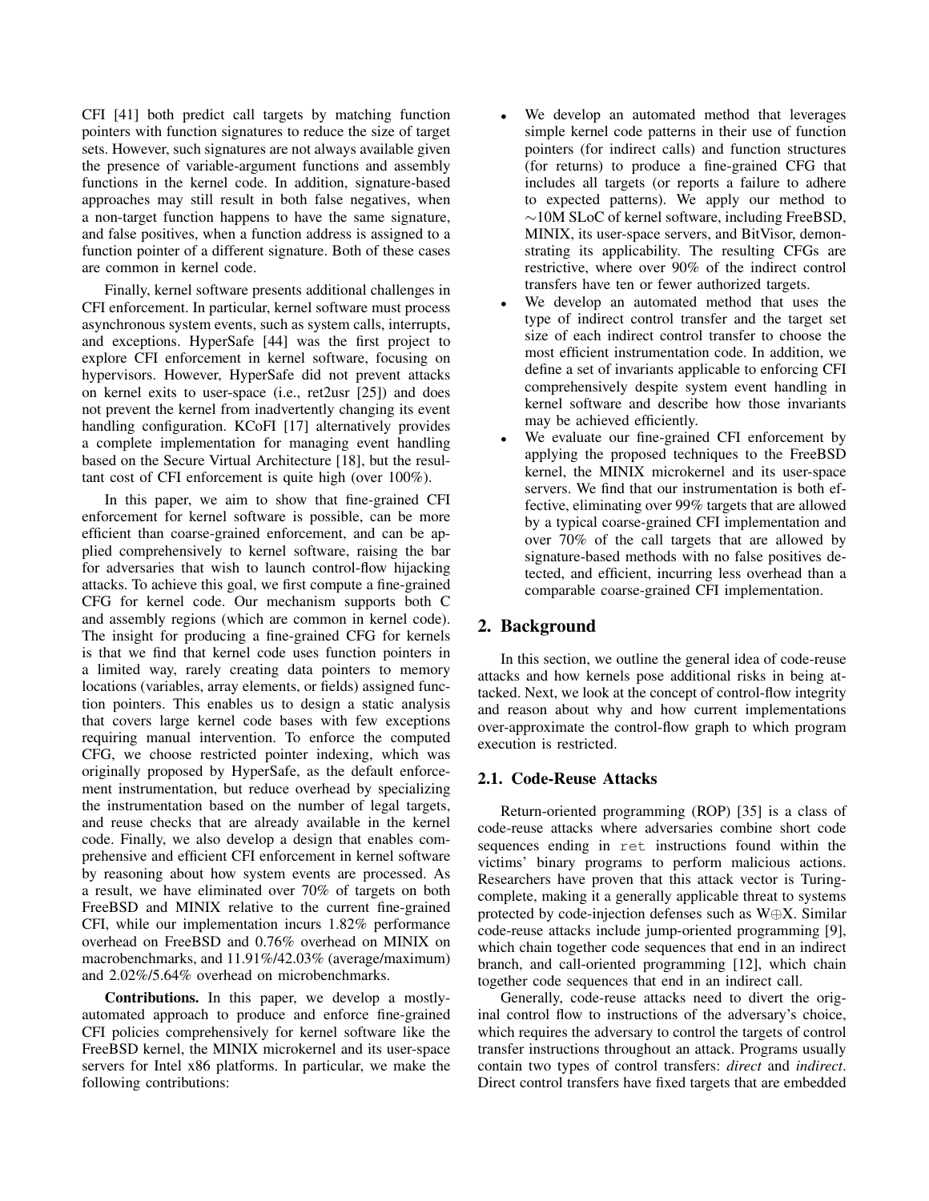CFI [41] both predict call targets by matching function pointers with function signatures to reduce the size of target sets. However, such signatures are not always available given the presence of variable-argument functions and assembly functions in the kernel code. In addition, signature-based approaches may still result in both false negatives, when a non-target function happens to have the same signature, and false positives, when a function address is assigned to a function pointer of a different signature. Both of these cases are common in kernel code.

Finally, kernel software presents additional challenges in CFI enforcement. In particular, kernel software must process asynchronous system events, such as system calls, interrupts, and exceptions. HyperSafe [44] was the first project to explore CFI enforcement in kernel software, focusing on hypervisors. However, HyperSafe did not prevent attacks on kernel exits to user-space (i.e., ret2usr [25]) and does not prevent the kernel from inadvertently changing its event handling configuration. KCoFI [17] alternatively provides a complete implementation for managing event handling based on the Secure Virtual Architecture [18], but the resultant cost of CFI enforcement is quite high (over 100%).

In this paper, we aim to show that fine-grained CFI enforcement for kernel software is possible, can be more efficient than coarse-grained enforcement, and can be applied comprehensively to kernel software, raising the bar for adversaries that wish to launch control-flow hijacking attacks. To achieve this goal, we first compute a fine-grained CFG for kernel code. Our mechanism supports both C and assembly regions (which are common in kernel code). The insight for producing a fine-grained CFG for kernels is that we find that kernel code uses function pointers in a limited way, rarely creating data pointers to memory locations (variables, array elements, or fields) assigned function pointers. This enables us to design a static analysis that covers large kernel code bases with few exceptions requiring manual intervention. To enforce the computed CFG, we choose restricted pointer indexing, which was originally proposed by HyperSafe, as the default enforcement instrumentation, but reduce overhead by specializing the instrumentation based on the number of legal targets, and reuse checks that are already available in the kernel code. Finally, we also develop a design that enables comprehensive and efficient CFI enforcement in kernel software by reasoning about how system events are processed. As a result, we have eliminated over 70% of targets on both FreeBSD and MINIX relative to the current fine-grained CFI, while our implementation incurs 1.82% performance overhead on FreeBSD and 0.76% overhead on MINIX on macrobenchmarks, and 11.91%/42.03% (average/maximum) and 2.02%/5.64% overhead on microbenchmarks.

**Contributions.** In this paper, we develop a mostly-automated approach to produce and enforce fine-grained CFI policies comprehensively for kernel software like the FreeBSD kernel, the MINIX microkernel and its user-space servers for Intel x86 platforms. In particular, we make the following contributions:

- We develop an automated method that leverages simple kernel code patterns in their use of function pointers (for indirect calls) and function structures (for returns) to produce a fine-grained CFG that includes all targets (or reports a failure to adhere to expected patterns). We apply our method to ∼10M SLoC of kernel software, including FreeBSD, MINIX, its user-space servers, and BitVisor, demonstrating its applicability. The resulting CFGs are restrictive, where over 90% of the indirect control transfers have ten or fewer authorized targets.
- We develop an automated method that uses the type of indirect control transfer and the target set size of each indirect control transfer to choose the most efficient instrumentation code. In addition, we define a set of invariants applicable to enforcing CFI comprehensively despite system event handling in kernel software and describe how those invariants may be achieved efficiently.
- We evaluate our fine-grained CFI enforcement by applying the proposed techniques to the FreeBSD kernel, the MINIX microkernel and its user-space servers. We find that our instrumentation is both effective, eliminating over 99% targets that are allowed by a typical coarse-grained CFI implementation and over 70% of the call targets that are allowed by signature-based methods with no false positives detected, and efficient, incurring less overhead than a comparable coarse-grained CFI implementation.

## 2. Background

In this section, we outline the general idea of code-reuse attacks and how kernels pose additional risks in being attacked. Next, we look at the concept of control-flow integrity and reason about why and how current implementations over-approximate the control-flow graph to which program execution is restricted.

### 2.1. Code-Reuse Attacks

Return-oriented programming (ROP) [35] is a class of code-reuse attacks where adversaries combine short code sequences ending in `ret` instructions found within the victims' binary programs to perform malicious actions. Researchers have proven that this attack vector is Turing-complete, making it a generally applicable threat to systems protected by code-injection defenses such as W⊕X. Similar code-reuse attacks include jump-oriented programming [9], which chain together code sequences that end in an indirect branch, and call-oriented programming [12], which chain together code sequences that end in an indirect call.

Generally, code-reuse attacks need to divert the original control flow to instructions of the adversary's choice, which requires the adversary to control the targets of control transfer instructions throughout an attack. Programs usually contain two types of control transfers: *direct* and *indirect*. Direct control transfers have fixed targets that are embedded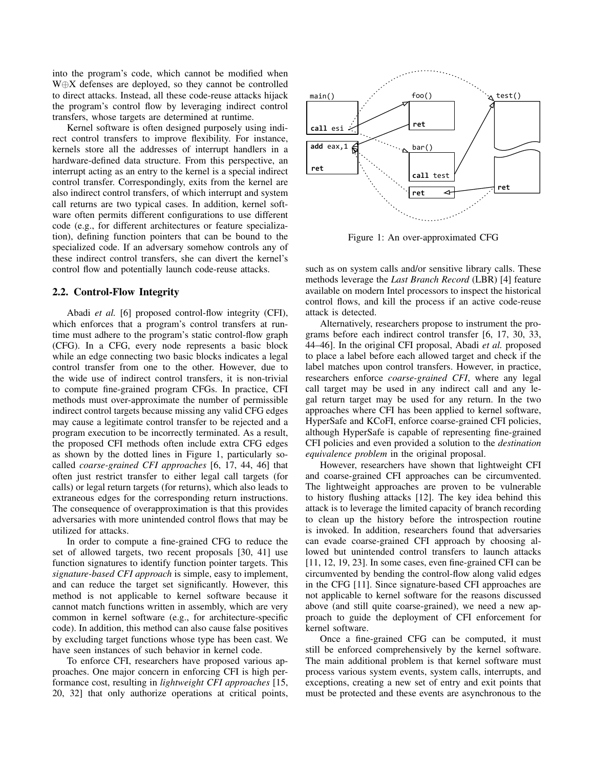into the program's code, which cannot be modified when W⊕X defenses are deployed, so they cannot be controlled to direct attacks. Instead, all these code-reuse attacks hijack the program's control flow by leveraging indirect control transfers, whose targets are determined at runtime.

Kernel software is often designed purposely using indirect control transfers to improve flexibility. For instance, kernels store all the addresses of interrupt handlers in a hardware-defined data structure. From this perspective, an interrupt acting as an entry to the kernel is a special indirect control transfer. Correspondingly, exits from the kernel are also indirect control transfers, of which interrupt and system call returns are two typical cases. In addition, kernel software often permits different configurations to use different code (e.g., for different architectures or feature specialization), defining function pointers that can be bound to the specialized code. If an adversary somehow controls any of these indirect control transfers, she can divert the kernel's control flow and potentially launch code-reuse attacks.

## 2.2. Control-Flow Integrity

Abadi *et al.* [6] proposed control-flow integrity (CFI), which enforces that a program's control transfers at runtime must adhere to the program's static control-flow graph (CFG). In a CFG, every node represents a basic block while an edge connecting two basic blocks indicates a legal control transfer from one to the other. However, due to the wide use of indirect control transfers, it is non-trivial to compute fine-grained program CFGs. In practice, CFI methods must over-approximate the number of permissible indirect control targets because missing any valid CFG edges may cause a legitimate control transfer to be rejected and a program execution to be incorrectly terminated. As a result, the proposed CFI methods often include extra CFG edges as shown by the dotted lines in Figure 1, particularly so-called *coarse-grained CFI approaches* [6, 17, 44, 46] that often just restrict transfer to either legal call targets (for calls) or legal return targets (for returns), which also leads to extraneous edges for the corresponding return instructions. The consequence of overapproximation is that this provides adversaries with more unintended control flows that may be utilized for attacks.

In order to compute a fine-grained CFG to reduce the set of allowed targets, two recent proposals [30, 41] use function signatures to identify function pointer targets. This *signature-based CFI approach* is simple, easy to implement, and can reduce the target set significantly. However, this method is not applicable to kernel software because it cannot match functions written in assembly, which are very common in kernel software (e.g., for architecture-specific code). In addition, this method can also cause false positives by excluding target functions whose type has been cast. We have seen instances of such behavior in kernel code.

To enforce CFI, researchers have proposed various approaches. One major concern in enforcing CFI is high performance cost, resulting in *lightweight CFI approaches* [15, 20, 32] that only authorize operations at critical points,

main()
foo()
test()
**call** esi
**ret**
**add** eax,1
bar()
**ret**
**call** test
**ret**
**ret**

Figure 1: An over-approximated CFG

such as on system calls and/or sensitive library calls. These methods leverage the *Last Branch Record* (LBR) [4] feature available on modern Intel processors to inspect the historical control flows, and kill the process if an active code-reuse attack is detected.

Alternatively, researchers propose to instrument the programs before each indirect control transfer [6, 17, 30, 33, 44–46]. In the original CFI proposal, Abadi *et al.* proposed to place a label before each allowed target and check if the label matches upon control transfers. However, in practice, researchers enforce *coarse-grained CFI*, where any legal call target may be used in any indirect call and any legal return target may be used for any return. In the two approaches where CFI has been applied to kernel software, HyperSafe and KCoFI, enforce coarse-grained CFI policies, although HyperSafe is capable of representing fine-grained CFI policies and even provided a solution to the *destination equivalence problem* in the original proposal.

However, researchers have shown that lightweight CFI and coarse-grained CFI approaches can be circumvented. The lightweight approaches are proven to be vulnerable to history flushing attacks [12]. The key idea behind this attack is to leverage the limited capacity of branch recording to clean up the history before the introspection routine is invoked. In addition, researchers found that adversaries can evade coarse-grained CFI approach by choosing allowed but unintended control transfers to launch attacks [11, 12, 19, 23]. In some cases, even fine-grained CFI can be circumvented by bending the control-flow along valid edges in the CFG [11]. Since signature-based CFI approaches are not applicable to kernel software for the reasons discussed above (and still quite coarse-grained), we need a new approach to guide the deployment of CFI enforcement for kernel software.

Once a fine-grained CFG can be computed, it must still be enforced comprehensively by the kernel software. The main additional problem is that kernel software must process various system events, system calls, interrupts, and exceptions, creating a new set of entry and exit points that must be protected and these events are asynchronous to the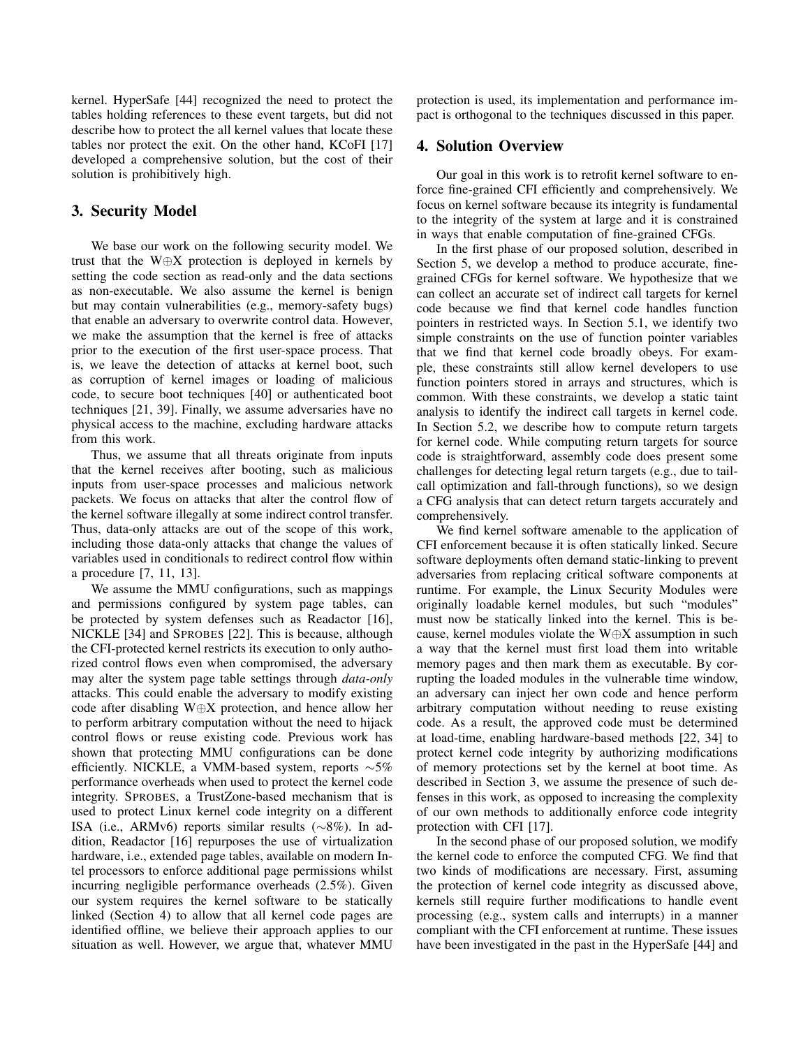kernel. HyperSafe [44] recognized the need to protect the tables holding references to these event targets, but did not describe how to protect the all kernel values that locate these tables nor protect the exit. On the other hand, KCoFI [17] developed a comprehensive solution, but the cost of their solution is prohibitively high.

## 3. Security Model

We base our work on the following security model. We trust that the W⊕X protection is deployed in kernels by setting the code section as read-only and the data sections as non-executable. We also assume the kernel is benign but may contain vulnerabilities (e.g., memory-safety bugs) that enable an adversary to overwrite control data. However, we make the assumption that the kernel is free of attacks prior to the execution of the first user-space process. That is, we leave the detection of attacks at kernel boot, such as corruption of kernel images or loading of malicious code, to secure boot techniques [40] or authenticated boot techniques [21, 39]. Finally, we assume adversaries have no physical access to the machine, excluding hardware attacks from this work.

Thus, we assume that all threats originate from inputs that the kernel receives after booting, such as malicious inputs from user-space processes and malicious network packets. We focus on attacks that alter the control flow of the kernel software illegally at some indirect control transfer. Thus, data-only attacks are out of the scope of this work, including those data-only attacks that change the values of variables used in conditionals to redirect control flow within a procedure [7, 11, 13].

We assume the MMU configurations, such as mappings and permissions configured by system page tables, can be protected by system defenses such as Readactor [16], NICKLE [34] and SPROBES [22]. This is because, although the CFI-protected kernel restricts its execution to only authorized control flows even when compromised, the adversary may alter the system page table settings through *data-only* attacks. This could enable the adversary to modify existing code after disabling W⊕X protection, and hence allow her to perform arbitrary computation without the need to hijack control flows or reuse existing code. Previous work has shown that protecting MMU configurations can be done efficiently. NICKLE, a VMM-based system, reports ∼5% performance overheads when used to protect the kernel code integrity. SPROBES, a TrustZone-based mechanism that is used to protect Linux kernel code integrity on a different ISA (i.e., ARMv6) reports similar results (∼8%). In addition, Readactor [16] repurposes the use of virtualization hardware, i.e., extended page tables, available on modern Intel processors to enforce additional page permissions whilst incurring negligible performance overheads (2.5%). Given our system requires the kernel software to be statically linked (Section 4) to allow that all kernel code pages are identified offline, we believe their approach applies to our situation as well. However, we argue that, whatever MMU protection is used, its implementation and performance impact is orthogonal to the techniques discussed in this paper.

## 4. Solution Overview

Our goal in this work is to retrofit kernel software to enforce fine-grained CFI efficiently and comprehensively. We focus on kernel software because its integrity is fundamental to the integrity of the system at large and it is constrained in ways that enable computation of fine-grained CFGs.

In the first phase of our proposed solution, described in Section 5, we develop a method to produce accurate, fine-grained CFGs for kernel software. We hypothesize that we can collect an accurate set of indirect call targets for kernel code because we find that kernel code handles function pointers in restricted ways. In Section 5.1, we identify two simple constraints on the use of function pointer variables that we find that kernel code broadly obeys. For example, these constraints still allow kernel developers to use function pointers stored in arrays and structures, which is common. With these constraints, we develop a static taint analysis to identify the indirect call targets in kernel code. In Section 5.2, we describe how to compute return targets for kernel code. While computing return targets for source code is straightforward, assembly code does present some challenges for detecting legal return targets (e.g., due to tail-call optimization and fall-through functions), so we design a CFG analysis that can detect return targets accurately and comprehensively.

We find kernel software amenable to the application of CFI enforcement because it is often statically linked. Secure software deployments often demand static-linking to prevent adversaries from replacing critical software components at runtime. For example, the Linux Security Modules were originally loadable kernel modules, but such "modules" must now be statically linked into the kernel. This is because, kernel modules violate the W⊕X assumption in such a way that the kernel must first load them into writable memory pages and then mark them as executable. By corrupting the loaded modules in the vulnerable time window, an adversary can inject her own code and hence perform arbitrary computation without needing to reuse existing code. As a result, the approved code must be determined at load-time, enabling hardware-based methods [22, 34] to protect kernel code integrity by authorizing modifications of memory protections set by the kernel at boot time. As described in Section 3, we assume the presence of such defenses in this work, as opposed to increasing the complexity of our own methods to additionally enforce code integrity protection with CFI [17].

In the second phase of our proposed solution, we modify the kernel code to enforce the computed CFG. We find that two kinds of modifications are necessary. First, assuming the protection of kernel code integrity as discussed above, kernels still require further modifications to handle event processing (e.g., system calls and interrupts) in a manner compliant with the CFI enforcement at runtime. These issues have been investigated in the past in the HyperSafe [44] and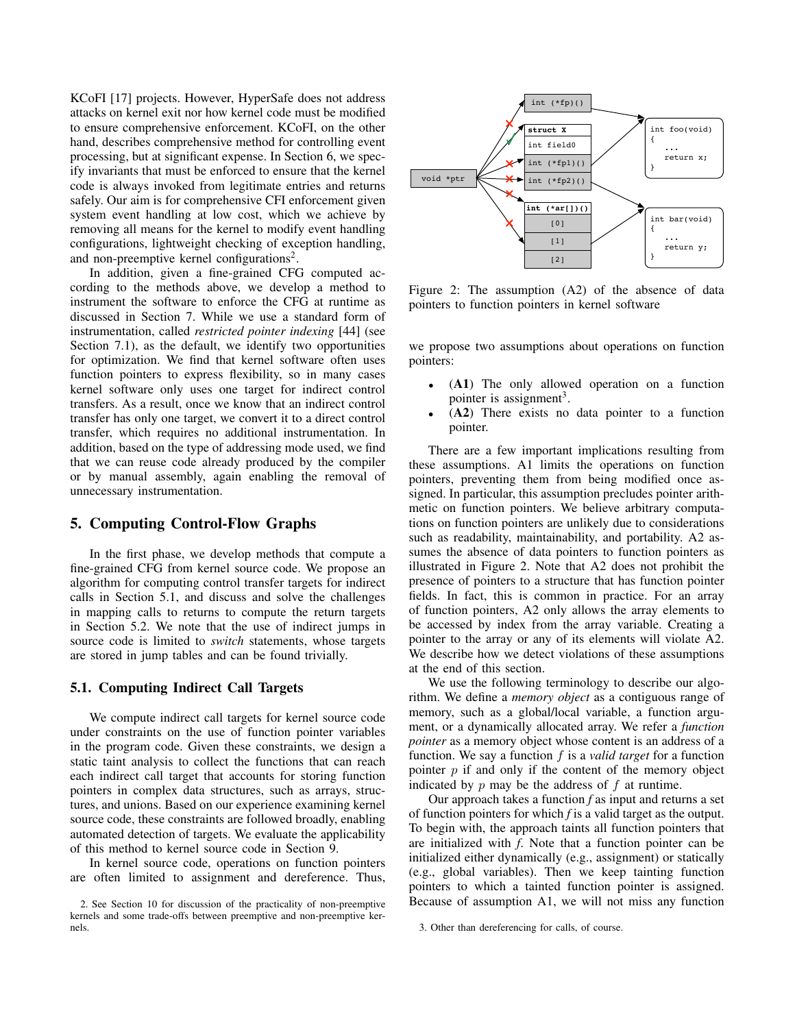KCoFI [17] projects. However, HyperSafe does not address attacks on kernel exit nor how kernel code must be modified to ensure comprehensive enforcement. KCoFI, on the other hand, describes comprehensive method for controlling event processing, but at significant expense. In Section 6, we specify invariants that must be enforced to ensure that the kernel code is always invoked from legitimate entries and returns safely. Our aim is for comprehensive CFI enforcement given system event handling at low cost, which we achieve by removing all means for the kernel to modify event handling configurations, lightweight checking of exception handling, and non-preemptive kernel configurations[2].

In addition, given a fine-grained CFG computed according to the methods above, we develop a method to instrument the software to enforce the CFG at runtime as discussed in Section 7. While we use a standard form of instrumentation, called *restricted pointer indexing* [44] (see Section 7.1), as the default, we identify two opportunities for optimization. We find that kernel software often uses function pointers to express flexibility, so in many cases kernel software only uses one target for indirect control transfers. As a result, once we know that an indirect control transfer has only one target, we convert it to a direct control transfer, which requires no additional instrumentation. In addition, based on the type of addressing mode used, we find that we can reuse code already produced by the compiler or by manual assembly, again enabling the removal of unnecessary instrumentation.

## 5. Computing Control-Flow Graphs

In the first phase, we develop methods that compute a fine-grained CFG from kernel source code. We propose an algorithm for computing control transfer targets for indirect calls in Section 5.1, and discuss and solve the challenges in mapping calls to returns to compute the return targets in Section 5.2. We note that the use of indirect jumps in source code is limited to *switch* statements, whose targets are stored in jump tables and can be found trivially.

### 5.1. Computing Indirect Call Targets

We compute indirect call targets for kernel source code under constraints on the use of function pointer variables in the program code. Given these constraints, we design a static taint analysis to collect the functions that can reach each indirect call target that accounts for storing function pointers in complex data structures, such as arrays, structures, and unions. Based on our experience examining kernel source code, these constraints are followed broadly, enabling automated detection of targets. We evaluate the applicability of this method to kernel source code in Section 9.

In kernel source code, operations on function pointers are often limited to assignment and dereference. Thus, we propose two assumptions about operations on function pointers:

- (**A1**) The only allowed operation on a function pointer is assignment[3].
- (**A2**) There exists no data pointer to a function pointer.

```
void *ptr          int (*fp)()
                   struct X
                   int field0
                   int (*fp1)()
                   int (*fp2)()
                   int (*ar[])()
                   [0]
                   [1]
                   [2]

int foo(void)
{
  ...
  return x;
}

int bar(void)
{
  ...
  return y;
}
```

Figure 2: The assumption (A2) of the absence of data pointers to function pointers in kernel software

There are a few important implications resulting from these assumptions. A1 limits the operations on function pointers, preventing them from being modified once assigned. In particular, this assumption precludes pointer arithmetic on function pointers. We believe arbitrary computations on function pointers are unlikely due to considerations such as readability, maintainability, and portability. A2 assumes the absence of data pointers to function pointers as illustrated in Figure 2. Note that A2 does not prohibit the presence of pointers to a structure that has function pointer fields. In fact, this is common in practice. For an array of function pointers, A2 only allows the array elements to be accessed by index from the array variable. Creating a pointer to the array or any of its elements will violate A2. We describe how we detect violations of these assumptions at the end of this section.

We use the following terminology to describe our algorithm. We define a *memory object* as a contiguous range of memory, such as a global/local variable, a function argument, or a dynamically allocated array. We refer a *function pointer* as a memory object whose content is an address of a function. We say a function $f$ is a *valid target* for a function pointer $p$ if and only if the content of the memory object indicated by $p$ may be the address of $f$ at runtime.

Our approach takes a function *f* as input and returns a set of function pointers for which *f* is a valid target as the output. To begin with, the approach taints all function pointers that are initialized with *f*. Note that a function pointer can be initialized either dynamically (e.g., assignment) or statically (e.g., global variables). Then we keep tainting function pointers to which a tainted function pointer is assigned. Because of assumption A1, we will not miss any function

2. See Section 10 for discussion of the practicality of non-preemptive kernels and some trade-offs between preemptive and non-preemptive kernels.

3. Other than dereferencing for calls, of course.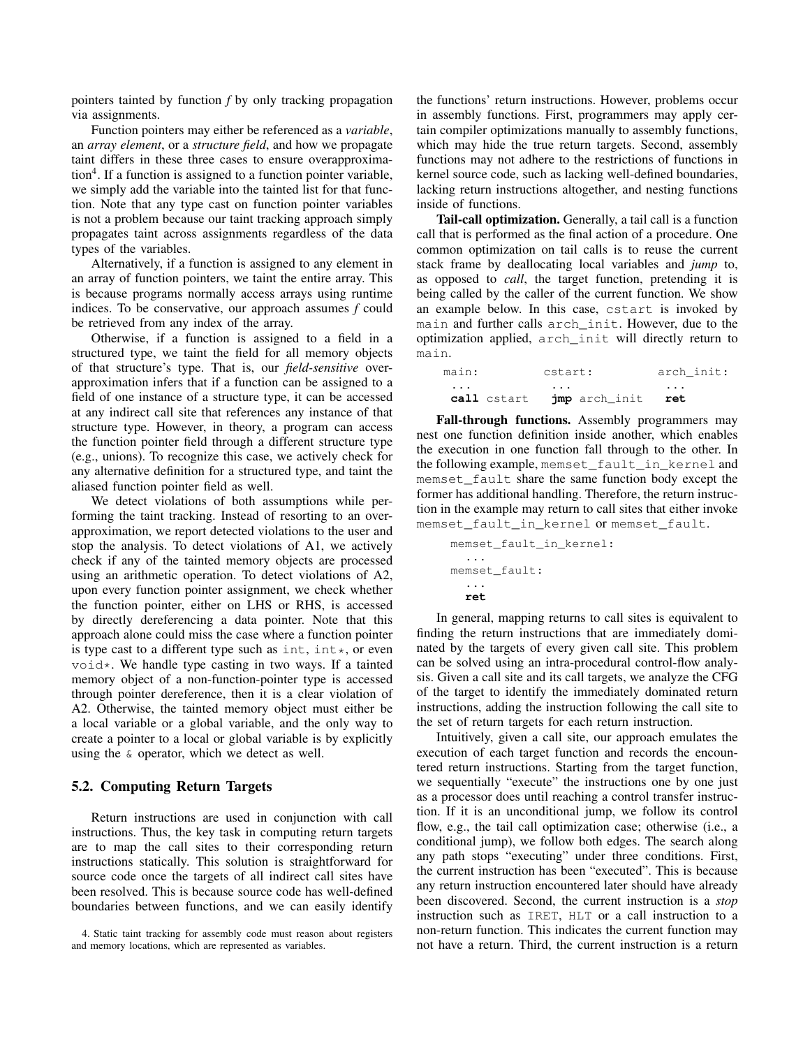pointers tainted by function *f* by only tracking propagation via assignments.

Function pointers may either be referenced as a *variable*, an *array element*, or a *structure field*, and how we propagate taint differs in these three cases to ensure overapproximation[4]. If a function is assigned to a function pointer variable, we simply add the variable into the tainted list for that function. Note that any type cast on function pointer variables is not a problem because our taint tracking approach simply propagates taint across assignments regardless of the data types of the variables.

Alternatively, if a function is assigned to any element in an array of function pointers, we taint the entire array. This is because programs normally access arrays using runtime indices. To be conservative, our approach assumes *f* could be retrieved from any index of the array.

Otherwise, if a function is assigned to a field in a structured type, we taint the field for all memory objects of that structure's type. That is, our *field-sensitive* overapproximation infers that if a function can be assigned to a field of one instance of a structure type, it can be accessed at any indirect call site that references any instance of that structure type. However, in theory, a program can access the function pointer field through a different structure type (e.g., unions). To recognize this case, we actively check for any alternative definition for a structured type, and taint the aliased function pointer field as well.

We detect violations of both assumptions while performing the taint tracking. Instead of resorting to an overapproximation, we report detected violations to the user and stop the analysis. To detect violations of A1, we actively check if any of the tainted memory objects are processed using an arithmetic operation. To detect violations of A2, upon every function pointer assignment, we check whether the function pointer, either on LHS or RHS, is accessed by directly dereferencing a data pointer. Note that this approach alone could miss the case where a function pointer is type cast to a different type such as `int`, `int*`, or even `void*`. We handle type casting in two ways. If a tainted memory object of a non-function-pointer type is accessed through pointer dereference, then it is a clear violation of A2. Otherwise, the tainted memory object must either be a local variable or a global variable, and the only way to create a pointer to a local or global variable is by explicitly using the `&` operator, which we detect as well.

### 5.2. Computing Return Targets

Return instructions are used in conjunction with call instructions. Thus, the key task in computing return targets are to map the call sites to their corresponding return instructions statically. This solution is straightforward for source code once the targets of all indirect call sites have been resolved. This is because source code has well-defined boundaries between functions, and we can easily identify the functions' return instructions. However, problems occur in assembly functions. First, programmers may apply certain compiler optimizations manually to assembly functions, which may hide the true return targets. Second, assembly functions may not adhere to the restrictions of functions in kernel source code, such as lacking well-defined boundaries, lacking return instructions altogether, and nesting functions inside of functions.

**Tail-call optimization.** Generally, a tail call is a function call that is performed as the final action of a procedure. One common optimization on tail calls is to reuse the current stack frame by deallocating local variables and *jump* to, as opposed to *call*, the target function, pretending it is being called by the caller of the current function. We show an example below. In this case, `cstart` is invoked by `main` and further calls `arch_init`. However, due to the optimization applied, `arch_init` will directly return to `main`.

```
main:           cstart:            arch_init:
  ...             ...                ...
  call cstart     jmp arch_init      ret
```

**Fall-through functions.** Assembly programmers may nest one function definition inside another, which enables the execution in one function fall through to the other. In the following example, `memset_fault_in_kernel` and `memset_fault` share the same function body except the former has additional handling. Therefore, the return instruction in the example may return to call sites that either invoke `memset_fault_in_kernel` or `memset_fault`.

```
memset_fault_in_kernel:
  ...
memset_fault:
  ...
  ret
```

In general, mapping returns to call sites is equivalent to finding the return instructions that are immediately dominated by the targets of every given call site. This problem can be solved using an intra-procedural control-flow analysis. Given a call site and its call targets, we analyze the CFG of the target to identify the immediately dominated return instructions, adding the instruction following the call site to the set of return targets for each return instruction.

Intuitively, given a call site, our approach emulates the execution of each target function and records the encountered return instructions. Starting from the target function, we sequentially "execute" the instructions one by one just as a processor does until reaching a control transfer instruction. If it is an unconditional jump, we follow its control flow, e.g., the tail call optimization case; otherwise (i.e., a conditional jump), we follow both edges. The search along any path stops "executing" under three conditions. First, the current instruction has been "executed". This is because any return instruction encountered later should have already been discovered. Second, the current instruction is a *stop* instruction such as `IRET`, `HLT` or a call instruction to a non-return function. This indicates the current function may not have a return. Third, the current instruction is a return

4. Static taint tracking for assembly code must reason about registers and memory locations, which are represented as variables.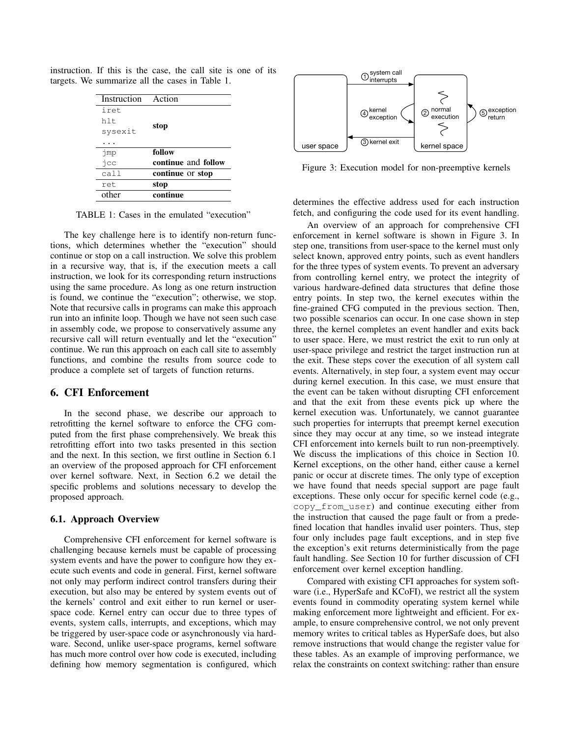instruction. If this is the case, the call site is one of its targets. We summarize all the cases in Table 1.

| Instruction | Action |
|---|---|
| iret<br>hlt<br>sysexit<br>... | **stop** |
| jmp | **follow** |
| jcc | **continue** and **follow** |
| call | **continue** or **stop** |
| ret | **stop** |
| other | **continue** |

TABLE 1: Cases in the emulated "execution"

The key challenge here is to identify non-return functions, which determines whether the "execution" should continue or stop on a call instruction. We solve this problem in a recursive way, that is, if the execution meets a call instruction, we look for its corresponding return instructions using the same procedure. As long as one return instruction is found, we continue the "execution"; otherwise, we stop. Note that recursive calls in programs can make this approach run into an infinite loop. Though we have not seen such case in assembly code, we propose to conservatively assume any recursive call will return eventually and let the "execution" continue. We run this approach on each call site to assembly functions, and combine the results from source code to produce a complete set of targets of function returns.

## 6. CFI Enforcement

In the second phase, we describe our approach to retrofitting the kernel software to enforce the CFG computed from the first phase comprehensively. We break this retrofitting effort into two tasks presented in this section and the next. In this section, we first outline in Section 6.1 an overview of the proposed approach for CFI enforcement over kernel software. Next, in Section 6.2 we detail the specific problems and solutions necessary to develop the proposed approach.

### 6.1. Approach Overview

Comprehensive CFI enforcement for kernel software is challenging because kernels must be capable of processing system events and have the power to configure how they execute such events and code in general. First, kernel software not only may perform indirect control transfers during their execution, but also may be entered by system events out of the kernels' control and exit either to run kernel or user-space code. Kernel entry can occur due to three types of events, system calls, interrupts, and exceptions, which may be triggered by user-space code or asynchronously via hardware. Second, unlike user-space programs, kernel software has much more control over how code is executed, including defining how memory segmentation is configured, which determines the effective address used for each instruction fetch, and configuring the code used for its event handling.

①system call interrupts
②normal execution
③kernel exit
④kernel exception
⑤exception return
user space
kernel space

Figure 3: Execution model for non-preemptive kernels

An overview of an approach for comprehensive CFI enforcement in kernel software is shown in Figure 3. In step one, transitions from user-space to the kernel must only select known, approved entry points, such as event handlers for the three types of system events. To prevent an adversary from controlling kernel entry, we protect the integrity of various hardware-defined data structures that define those entry points. In step two, the kernel executes within the fine-grained CFG computed in the previous section. Then, two possible scenarios can occur. In one case shown in step three, the kernel completes an event handler and exits back to user space. Here, we must restrict the exit to run only at user-space privilege and restrict the target instruction run at the exit. These steps cover the execution of all system call events. Alternatively, in step four, a system event may occur during kernel execution. In this case, we must ensure that the event can be taken without disrupting CFI enforcement and that the exit from these events pick up where the kernel execution was. Unfortunately, we cannot guarantee such properties for interrupts that preempt kernel execution since they may occur at any time, so we instead integrate CFI enforcement into kernels built to run non-preemptively. We discuss the implications of this choice in Section 10. Kernel exceptions, on the other hand, either cause a kernel panic or occur at discrete times. The only type of exception we have found that needs special support are page fault exceptions. These only occur for specific kernel code (e.g., `copy_from_user`) and continue executing either from the instruction that caused the page fault or from a predefined location that handles invalid user pointers. Thus, step four only includes page fault exceptions, and in step five the exception's exit returns deterministically from the page fault handling. See Section 10 for further discussion of CFI enforcement over kernel exception handling.

Compared with existing CFI approaches for system software (i.e., HyperSafe and KCoFI), we restrict all the system events found in commodity operating system kernel while making enforcement more lightweight and efficient. For example, to ensure comprehensive control, we not only prevent memory writes to critical tables as HyperSafe does, but also remove instructions that would change the register value for these tables. As an example of improving performance, we relax the constraints on context switching: rather than ensure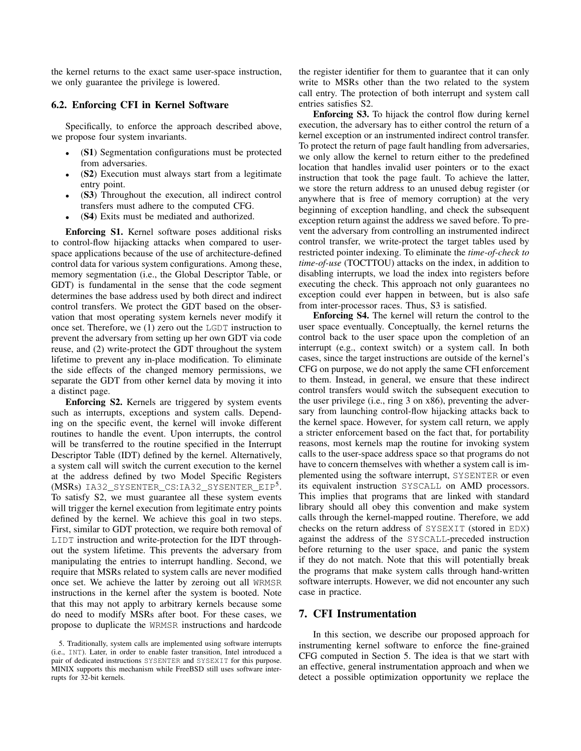the kernel returns to the exact same user-space instruction, we only guarantee the privilege is lowered.

### 6.2. Enforcing CFI in Kernel Software

Specifically, to enforce the approach described above, we propose four system invariants.

- (**S1**) Segmentation configurations must be protected from adversaries.
- (**S2**) Execution must always start from a legitimate entry point.
- (**S3**) Throughout the execution, all indirect control transfers must adhere to the computed CFG.
- (**S4**) Exits must be mediated and authorized.

**Enforcing S1.** Kernel software poses additional risks to control-flow hijacking attacks when compared to user-space applications because of the use of architecture-defined control data for various system configurations. Among these, memory segmentation (i.e., the Global Descriptor Table, or GDT) is fundamental in the sense that the code segment determines the base address used by both direct and indirect control transfers. We protect the GDT based on the observation that most operating system kernels never modify it once set. Therefore, we (1) zero out the `LGDT` instruction to prevent the adversary from setting up her own GDT via code reuse, and (2) write-protect the GDT throughout the system lifetime to prevent any in-place modification. To eliminate the side effects of the changed memory permissions, we separate the GDT from other kernel data by moving it into a distinct page.

**Enforcing S2.** Kernels are triggered by system events such as interrupts, exceptions and system calls. Depending on the specific event, the kernel will invoke different routines to handle the event. Upon interrupts, the control will be transferred to the routine specified in the Interrupt Descriptor Table (IDT) defined by the kernel. Alternatively, a system call will switch the current execution to the kernel at the address defined by two Model Specific Registers (MSRs) `IA32_SYSENTER_CS:IA32_SYSENTER_EIP`[5]. To satisfy S2, we must guarantee all these system events will trigger the kernel execution from legitimate entry points defined by the kernel. We achieve this goal in two steps. First, similar to GDT protection, we require both removal of `LIDT` instruction and write-protection for the IDT throughout the system lifetime. This prevents the adversary from manipulating the entries to interrupt handling. Second, we require that MSRs related to system calls are never modified once set. We achieve the latter by zeroing out all `WRMSR` instructions in the kernel after the system is booted. Note that this may not apply to arbitrary kernels because some do need to modify MSRs after boot. For these cases, we propose to duplicate the `WRMSR` instructions and hardcode the register identifier for them to guarantee that it can only write to MSRs other than the two related to the system call entry. The protection of both interrupt and system call entries satisfies S2.

**Enforcing S3.** To hijack the control flow during kernel execution, the adversary has to either control the return of a kernel exception or an instrumented indirect control transfer. To protect the return of page fault handling from adversaries, we only allow the kernel to return either to the predefined location that handles invalid user pointers or to the exact instruction that took the page fault. To achieve the latter, we store the return address to an unused debug register (or anywhere that is free of memory corruption) at the very beginning of exception handling, and check the subsequent exception return against the address we saved before. To prevent the adversary from controlling an instrumented indirect control transfer, we write-protect the target tables used by restricted pointer indexing. To eliminate the *time-of-check to time-of-use* (TOCTTOU) attacks on the index, in addition to disabling interrupts, we load the index into registers before executing the check. This approach not only guarantees no exception could ever happen in between, but is also safe from inter-processor races. Thus, S3 is satisfied.

**Enforcing S4.** The kernel will return the control to the user space eventually. Conceptually, the kernel returns the control back to the user space upon the completion of an interrupt (e.g., context switch) or a system call. In both cases, since the target instructions are outside of the kernel's CFG on purpose, we do not apply the same CFI enforcement to them. Instead, in general, we ensure that these indirect control transfers would switch the subsequent execution to the user privilege (i.e., ring 3 on x86), preventing the adversary from launching control-flow hijacking attacks back to the kernel space. However, for system call return, we apply a stricter enforcement based on the fact that, for portability reasons, most kernels map the routine for invoking system calls to the user-space address space so that programs do not have to concern themselves with whether a system call is implemented using the software interrupt, `SYSENTER` or even its equivalent instruction `SYSCALL` on AMD processors. This implies that programs that are linked with standard library should all obey this convention and make system calls through the kernel-mapped routine. Therefore, we add checks on the return address of `SYSEXIT` (stored in `EDX`) against the address of the `SYSCALL`-preceded instruction before returning to the user space, and panic the system if they do not match. Note that this will potentially break the programs that make system calls through hand-written software interrupts. However, we did not encounter any such case in practice.

## 7. CFI Instrumentation

In this section, we describe our proposed approach for instrumenting kernel software to enforce the fine-grained CFG computed in Section 5. The idea is that we start with an effective, general instrumentation approach and when we detect a possible optimization opportunity we replace the

5. Traditionally, system calls are implemented using software interrupts (i.e., `INT`). Later, in order to enable faster transition, Intel introduced a pair of dedicated instructions `SYSENTER` and `SYSEXIT` for this purpose. MINIX supports this mechanism while FreeBSD still uses software interrupts for 32-bit kernels.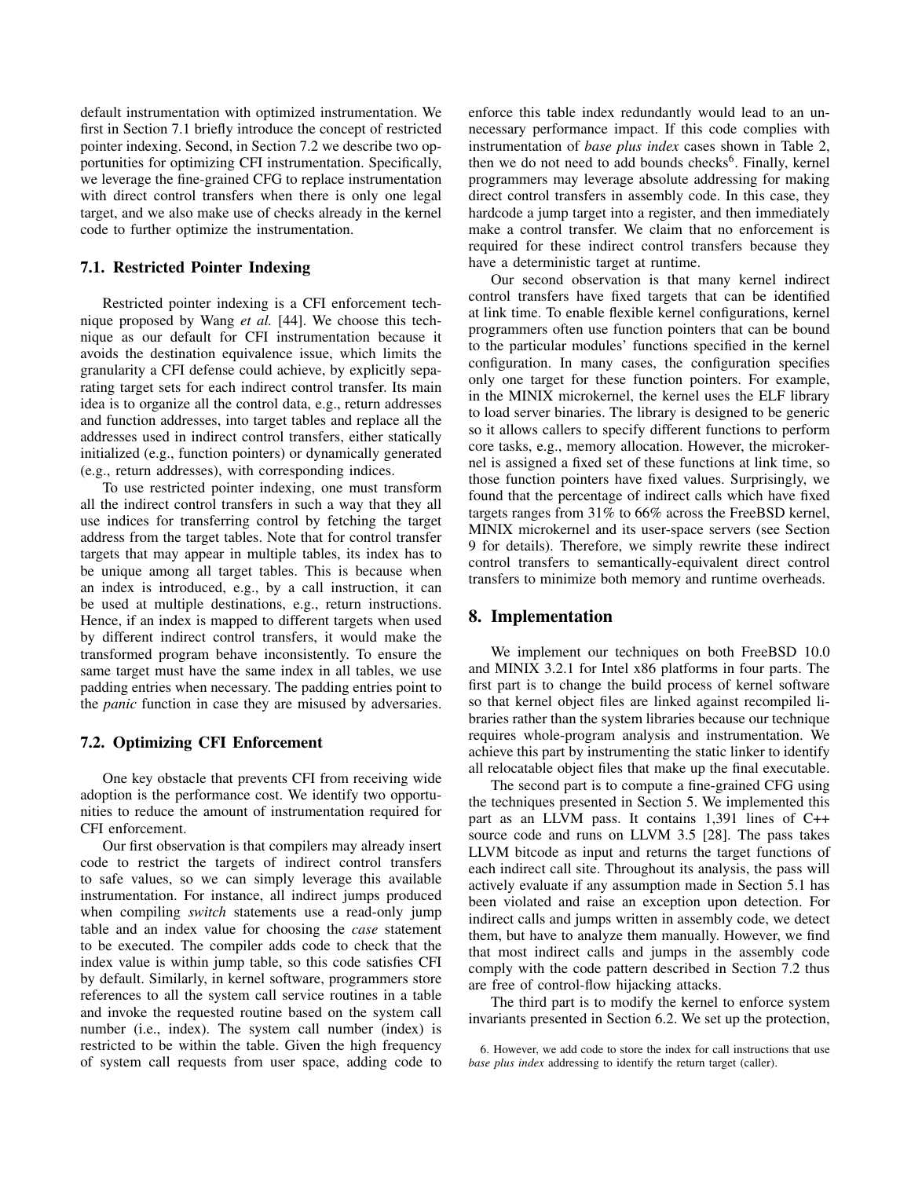default instrumentation with optimized instrumentation. We first in Section 7.1 briefly introduce the concept of restricted pointer indexing. Second, in Section 7.2 we describe two opportunities for optimizing CFI instrumentation. Specifically, we leverage the fine-grained CFG to replace instrumentation with direct control transfers when there is only one legal target, and we also make use of checks already in the kernel code to further optimize the instrumentation.

### 7.1. Restricted Pointer Indexing

Restricted pointer indexing is a CFI enforcement technique proposed by Wang *et al.* [44]. We choose this technique as our default for CFI instrumentation because it avoids the destination equivalence issue, which limits the granularity a CFI defense could achieve, by explicitly separating target sets for each indirect control transfer. Its main idea is to organize all the control data, e.g., return addresses and function addresses, into target tables and replace all the addresses used in indirect control transfers, either statically initialized (e.g., function pointers) or dynamically generated (e.g., return addresses), with corresponding indices.

To use restricted pointer indexing, one must transform all the indirect control transfers in such a way that they all use indices for transferring control by fetching the target address from the target tables. Note that for control transfer targets that may appear in multiple tables, its index has to be unique among all target tables. This is because when an index is introduced, e.g., by a call instruction, it can be used at multiple destinations, e.g., return instructions. Hence, if an index is mapped to different targets when used by different indirect control transfers, it would make the transformed program behave inconsistently. To ensure the same target must have the same index in all tables, we use padding entries when necessary. The padding entries point to the *panic* function in case they are misused by adversaries.

### 7.2. Optimizing CFI Enforcement

One key obstacle that prevents CFI from receiving wide adoption is the performance cost. We identify two opportunities to reduce the amount of instrumentation required for CFI enforcement.

Our first observation is that compilers may already insert code to restrict the targets of indirect control transfers to safe values, so we can simply leverage this available instrumentation. For instance, all indirect jumps produced when compiling *switch* statements use a read-only jump table and an index value for choosing the *case* statement to be executed. The compiler adds code to check that the index value is within jump table, so this code satisfies CFI by default. Similarly, in kernel software, programmers store references to all the system call service routines in a table and invoke the requested routine based on the system call number (i.e., index). The system call number (index) is restricted to be within the table. Given the high frequency of system call requests from user space, adding code to enforce this table index redundantly would lead to an unnecessary performance impact. If this code complies with instrumentation of *base plus index* cases shown in Table 2, then we do not need to add bounds checks[6]. Finally, kernel programmers may leverage absolute addressing for making direct control transfers in assembly code. In this case, they hardcode a jump target into a register, and then immediately make a control transfer. We claim that no enforcement is required for these indirect control transfers because they have a deterministic target at runtime.

Our second observation is that many kernel indirect control transfers have fixed targets that can be identified at link time. To enable flexible kernel configurations, kernel programmers often use function pointers that can be bound to the particular modules' functions specified in the kernel configuration. In many cases, the configuration specifies only one target for these function pointers. For example, in the MINIX microkernel, the kernel uses the ELF library to load server binaries. The library is designed to be generic so it allows callers to specify different functions to perform core tasks, e.g., memory allocation. However, the microkernel is assigned a fixed set of these functions at link time, so those function pointers have fixed values. Surprisingly, we found that the percentage of indirect calls which have fixed targets ranges from 31% to 66% across the FreeBSD kernel, MINIX microkernel and its user-space servers (see Section 9 for details). Therefore, we simply rewrite these indirect control transfers to semantically-equivalent direct control transfers to minimize both memory and runtime overheads.

## 8. Implementation

We implement our techniques on both FreeBSD 10.0 and MINIX 3.2.1 for Intel x86 platforms in four parts. The first part is to change the build process of kernel software so that kernel object files are linked against recompiled libraries rather than the system libraries because our technique requires whole-program analysis and instrumentation. We achieve this part by instrumenting the static linker to identify all relocatable object files that make up the final executable.

The second part is to compute a fine-grained CFG using the techniques presented in Section 5. We implemented this part as an LLVM pass. It contains 1,391 lines of C++ source code and runs on LLVM 3.5 [28]. The pass takes LLVM bitcode as input and returns the target functions of each indirect call site. Throughout its analysis, the pass will actively evaluate if any assumption made in Section 5.1 has been violated and raise an exception upon detection. For indirect calls and jumps written in assembly code, we detect them, but have to analyze them manually. However, we find that most indirect calls and jumps in the assembly code comply with the code pattern described in Section 7.2 thus are free of control-flow hijacking attacks.

The third part is to modify the kernel to enforce system invariants presented in Section 6.2. We set up the protection,

6. However, we add code to store the index for call instructions that use *base plus index* addressing to identify the return target (caller).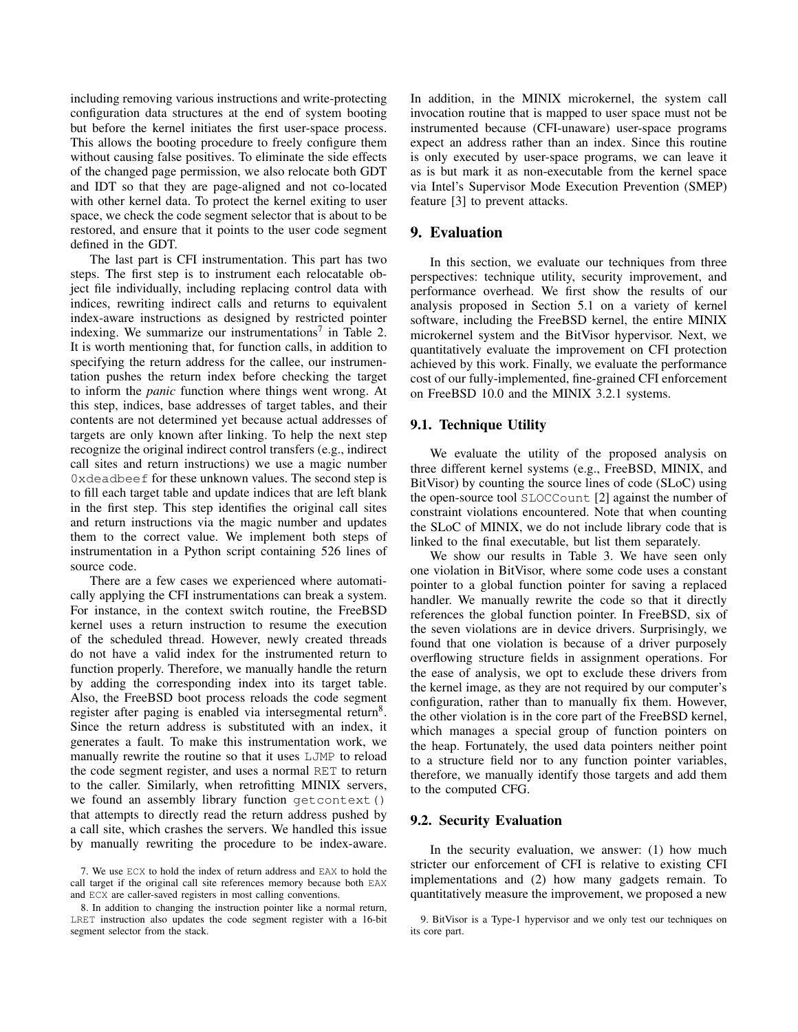including removing various instructions and write-protecting configuration data structures at the end of system booting but before the kernel initiates the first user-space process. This allows the booting procedure to freely configure them without causing false positives. To eliminate the side effects of the changed page permission, we also relocate both GDT and IDT so that they are page-aligned and not co-located with other kernel data. To protect the kernel exiting to user space, we check the code segment selector that is about to be restored, and ensure that it points to the user code segment defined in the GDT.

The last part is CFI instrumentation. This part has two steps. The first step is to instrument each relocatable object file individually, including replacing control data with indices, rewriting indirect calls and returns to equivalent index-aware instructions as designed by restricted pointer indexing. We summarize our instrumentations[7] in Table 2. It is worth mentioning that, for function calls, in addition to specifying the return address for the callee, our instrumentation pushes the return index before checking the target to inform the *panic* function where things went wrong. At this step, indices, base addresses of target tables, and their contents are not determined yet because actual addresses of targets are only known after linking. To help the next step recognize the original indirect control transfers (e.g., indirect call sites and return instructions) we use a magic number `0xdeadbeef` for these unknown values. The second step is to fill each target table and update indices that are left blank in the first step. This step identifies the original call sites and return instructions via the magic number and updates them to the correct value. We implement both steps of instrumentation in a Python script containing 526 lines of source code.

There are a few cases we experienced where automatically applying the CFI instrumentations can break a system. For instance, in the context switch routine, the FreeBSD kernel uses a return instruction to resume the execution of the scheduled thread. However, newly created threads do not have a valid index for the instrumented return to function properly. Therefore, we manually handle the return by adding the corresponding index into its target table. Also, the FreeBSD boot process reloads the code segment register after paging is enabled via intersegmental return[8]. Since the return address is substituted with an index, it generates a fault. To make this instrumentation work, we manually rewrite the routine so that it uses `LJMP` to reload the code segment register, and uses a normal `RET` to return to the caller. Similarly, when retrofitting MINIX servers, we found an assembly library function `getcontext()` that attempts to directly read the return address pushed by a call site, which crashes the servers. We handled this issue by manually rewriting the procedure to be index-aware. In addition, in the MINIX microkernel, the system call invocation routine that is mapped to user space must not be instrumented because (CFI-unaware) user-space programs expect an address rather than an index. Since this routine is only executed by user-space programs, we can leave it as is but mark it as non-executable from the kernel space via Intel's Supervisor Mode Execution Prevention (SMEP) feature [3] to prevent attacks.

# 9. Evaluation

In this section, we evaluate our techniques from three perspectives: technique utility, security improvement, and performance overhead. We first show the results of our analysis proposed in Section 5.1 on a variety of kernel software, including the FreeBSD kernel, the entire MINIX microkernel system and the BitVisor hypervisor. Next, we quantitatively evaluate the improvement on CFI protection achieved by this work. Finally, we evaluate the performance cost of our fully-implemented, fine-grained CFI enforcement on FreeBSD 10.0 and the MINIX 3.2.1 systems.

## 9.1. Technique Utility

We evaluate the utility of the proposed analysis on three different kernel systems (e.g., FreeBSD, MINIX, and BitVisor) by counting the source lines of code (SLoC) using the open-source tool `SLOCCount` [2] against the number of constraint violations encountered. Note that when counting the SLoC of MINIX, we do not include library code that is linked to the final executable, but list them separately.

We show our results in Table 3. We have seen only one violation in BitVisor, where some code uses a constant pointer to a global function pointer for saving a replaced handler. We manually rewrite the code so that it directly references the global function pointer. In FreeBSD, six of the seven violations are in device drivers. Surprisingly, we found that one violation is because of a driver purposely overflowing structure fields in assignment operations. For the ease of analysis, we opt to exclude these drivers from the kernel image, as they are not required by our computer's configuration, rather than to manually fix them. However, the other violation is in the core part of the FreeBSD kernel, which manages a special group of function pointers on the heap. Fortunately, the used data pointers neither point to a structure field nor to any function pointer variables, therefore, we manually identify those targets and add them to the computed CFG.

## 9.2. Security Evaluation

In the security evaluation, we answer: (1) how much stricter our enforcement of CFI is relative to existing CFI implementations and (2) how many gadgets remain. To quantitatively measure the improvement, we proposed a new

7. We use `ECX` to hold the index of return address and `EAX` to hold the call target if the original call site references memory because both `EAX` and `ECX` are caller-saved registers in most calling conventions.

8. In addition to changing the instruction pointer like a normal return, `LRET` instruction also updates the code segment register with a 16-bit segment selector from the stack.

9. BitVisor is a Type-1 hypervisor and we only test our techniques on its core part.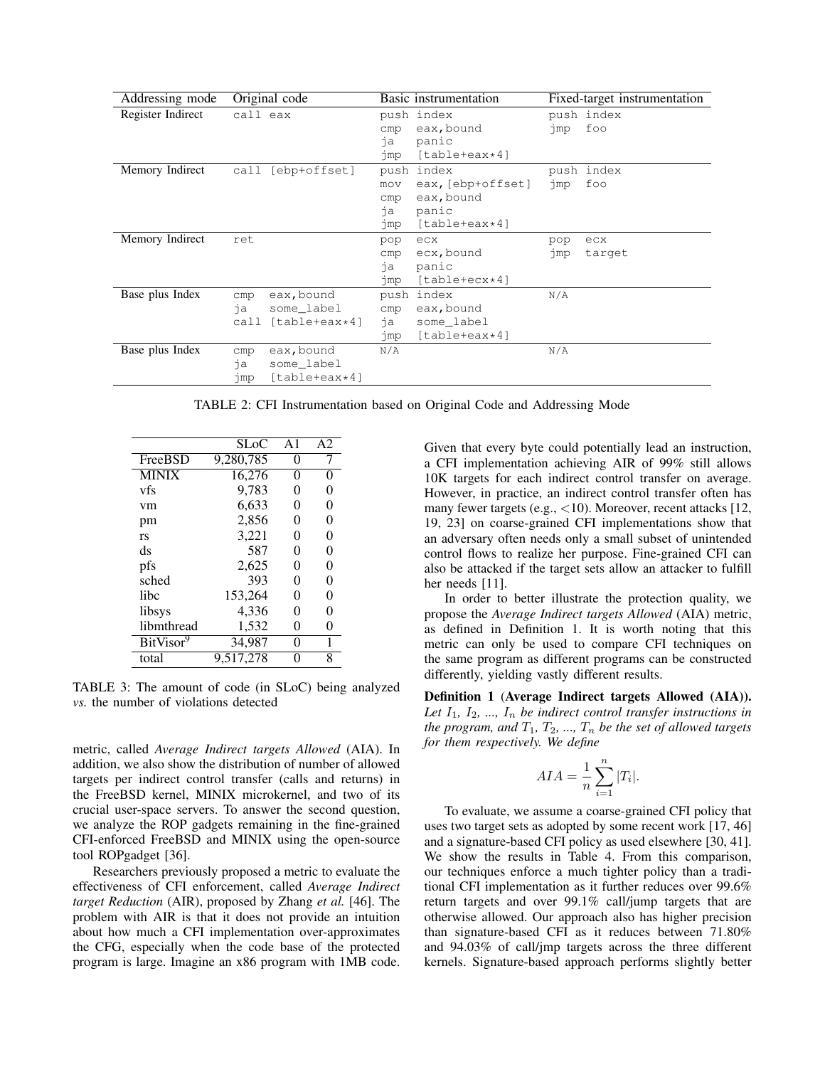| Addressing mode | Original code | Basic instrumentation | Fixed-target instrumentation |
|---|---|---|---|
| Register Indirect | `call eax` | `push index`<br>`cmp eax,bound`<br>`ja panic`<br>`jmp [table+eax*4]` | `push index`<br>`jmp foo` |
| Memory Indirect | `call [ebp+offset]` | `push index`<br>`mov eax,[ebp+offset]`<br>`cmp eax,bound`<br>`ja panic`<br>`jmp [table+eax*4]` | `push index`<br>`jmp foo` |
| Memory Indirect | `ret` | `pop ecx`<br>`cmp ecx,bound`<br>`ja panic`<br>`jmp [table+ecx*4]` | `pop ecx`<br>`jmp target` |
| Base plus Index | `cmp eax,bound`<br>`ja some_label`<br>`call [table+eax*4]` | `push index`<br>`cmp eax,bound`<br>`ja some_label`<br>`jmp [table+eax*4]` | `N/A` |
| Base plus Index | `cmp eax,bound`<br>`ja some_label`<br>`jmp [table+eax*4]` | `N/A` | `N/A` |

TABLE 2: CFI Instrumentation based on Original Code and Addressing Mode

| | SLoC | A1 | A2 |
|---|---|---|---|
| FreeBSD | 9,280,785 | 0 | 7 |
| MINIX | 16,276 | 0 | 0 |
| vfs | 9,783 | 0 | 0 |
| vm | 6,633 | 0 | 0 |
| pm | 2,856 | 0 | 0 |
| rs | 3,221 | 0 | 0 |
| ds | 587 | 0 | 0 |
| pfs | 2,625 | 0 | 0 |
| sched | 393 | 0 | 0 |
| libc | 153,264 | 0 | 0 |
| libsys | 4,336 | 0 | 0 |
| libmthread | 1,532 | 0 | 0 |
| BitVisor[9] | 34,987 | 0 | 1 |
| total | 9,517,278 | 0 | 8 |

TABLE 3: The amount of code (in SLoC) being analyzed *vs.* the number of violations detected

metric, called *Average Indirect targets Allowed* (AIA). In addition, we also show the distribution of number of allowed targets per indirect control transfer (calls and returns) in the FreeBSD kernel, MINIX microkernel, and two of its crucial user-space servers. To answer the second question, we analyze the ROP gadgets remaining in the fine-grained CFI-enforced FreeBSD and MINIX using the open-source tool ROPgadget [36].

Researchers previously proposed a metric to evaluate the effectiveness of CFI enforcement, called *Average Indirect target Reduction* (AIR), proposed by Zhang *et al.* [46]. The problem with AIR is that it does not provide an intuition about how much a CFI implementation over-approximates the CFG, especially when the code base of the protected program is large. Imagine an x86 program with 1MB code. Given that every byte could potentially lead an instruction, a CFI implementation achieving AIR of 99% still allows 10K targets for each indirect control transfer on average. However, in practice, an indirect control transfer often has many fewer targets (e.g., <10). Moreover, recent attacks [12, 19, 23] on coarse-grained CFI implementations show that an adversary often needs only a small subset of unintended control flows to realize her purpose. Fine-grained CFI can also be attacked if the target sets allow an attacker to fulfill her needs [11].

In order to better illustrate the protection quality, we propose the *Average Indirect targets Allowed* (AIA) metric, as defined in Definition 1. It is worth noting that this metric can only be used to compare CFI techniques on the same program as different programs can be constructed differently, yielding vastly different results.

**Definition 1** (**Average Indirect targets Allowed (AIA)**). *Let $I_1$, $I_2$, ..., $I_n$ be indirect control transfer instructions in the program, and $T_1$, $T_2$, ..., $T_n$ be the set of allowed targets for them respectively. We define*

$$AIA = \frac{1}{n} \sum_{i=1}^{n} |T_i|.$$

To evaluate, we assume a coarse-grained CFI policy that uses two target sets as adopted by some recent work [17, 46] and a signature-based CFI policy as used elsewhere [30, 41]. We show the results in Table 4. From this comparison, our techniques enforce a much tighter policy than a traditional CFI implementation as it further reduces over 99.6% return targets and over 99.1% call/jump targets that are otherwise allowed. Our approach also has higher precision than signature-based CFI as it reduces between 71.80% and 94.03% of call/jmp targets across the three different kernels. Signature-based approach performs slightly better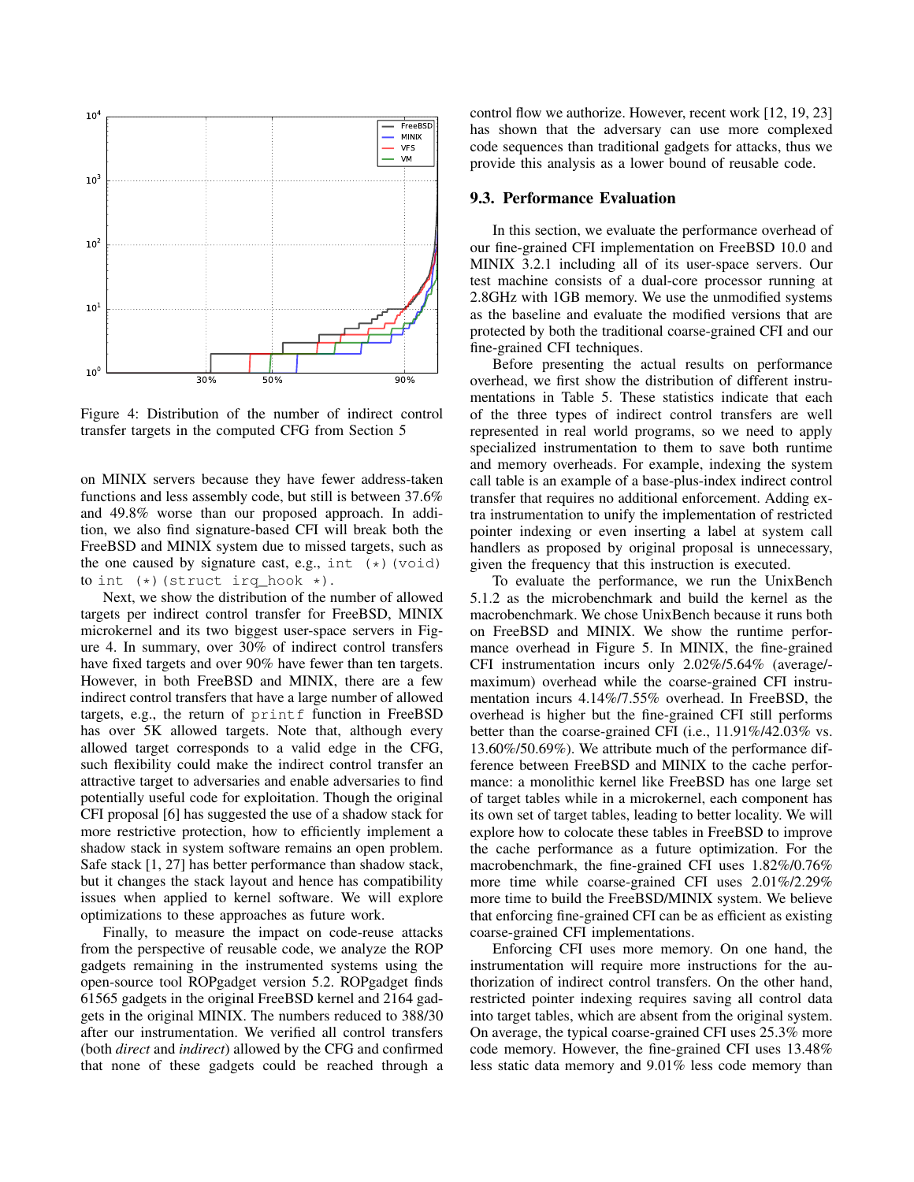Figure 4: Distribution of the number of indirect control transfer targets in the computed CFG from Section 5

on MINIX servers because they have fewer address-taken functions and less assembly code, but still is between 37.6% and 49.8% worse than our proposed approach. In addition, we also find signature-based CFI will break both the FreeBSD and MINIX system due to missed targets, such as the one caused by signature cast, e.g., `int (*)(void)` to `int (*)(struct irq_hook *)`.

Next, we show the distribution of the number of allowed targets per indirect control transfer for FreeBSD, MINIX microkernel and its two biggest user-space servers in Figure 4. In summary, over 30% of indirect control transfers have fixed targets and over 90% have fewer than ten targets. However, in both FreeBSD and MINIX, there are a few indirect control transfers that have a large number of allowed targets, e.g., the return of `printf` function in FreeBSD has over 5K allowed targets. Note that, although every allowed target corresponds to a valid edge in the CFG, such flexibility could make the indirect control transfer an attractive target to adversaries and enable adversaries to find potentially useful code for exploitation. Though the original CFI proposal [6] has suggested the use of a shadow stack for more restrictive protection, how to efficiently implement a shadow stack in system software remains an open problem. Safe stack [1, 27] has better performance than shadow stack, but it changes the stack layout and hence has compatibility issues when applied to kernel software. We will explore optimizations to these approaches as future work.

Finally, to measure the impact on code-reuse attacks from the perspective of reusable code, we analyze the ROP gadgets remaining in the instrumented systems using the open-source tool ROPgadget version 5.2. ROPgadget finds 61565 gadgets in the original FreeBSD kernel and 2164 gadgets in the original MINIX. The numbers reduced to 388/30 after our instrumentation. We verified all control transfers (both *direct* and *indirect*) allowed by the CFG and confirmed that none of these gadgets could be reached through a control flow we authorize. However, recent work [12, 19, 23] has shown that the adversary can use more complexed code sequences than traditional gadgets for attacks, thus we provide this analysis as a lower bound of reusable code.

## 9.3. Performance Evaluation

In this section, we evaluate the performance overhead of our fine-grained CFI implementation on FreeBSD 10.0 and MINIX 3.2.1 including all of its user-space servers. Our test machine consists of a dual-core processor running at 2.8GHz with 1GB memory. We use the unmodified systems as the baseline and evaluate the modified versions that are protected by both the traditional coarse-grained CFI and our fine-grained CFI techniques.

Before presenting the actual results on performance overhead, we first show the distribution of different instrumentations in Table 5. These statistics indicate that each of the three types of indirect control transfers are well represented in real world programs, so we need to apply specialized instrumentation to them to save both runtime and memory overheads. For example, indexing the system call table is an example of a base-plus-index indirect control transfer that requires no additional enforcement. Adding extra instrumentation to unify the implementation of restricted pointer indexing or even inserting a label at system call handlers as proposed by original proposal is unnecessary, given the frequency that this instruction is executed.

To evaluate the performance, we run the UnixBench 5.1.2 as the microbenchmark and build the kernel as the macrobenchmark. We chose UnixBench because it runs both on FreeBSD and MINIX. We show the runtime performance overhead in Figure 5. In MINIX, the fine-grained CFI instrumentation incurs only 2.02%/5.64% (average/-maximum) overhead while the coarse-grained CFI instrumentation incurs 4.14%/7.55% overhead. In FreeBSD, the overhead is higher but the fine-grained CFI still performs better than the coarse-grained CFI (i.e., 11.91%/42.03% vs. 13.60%/50.69%). We attribute much of the performance difference between FreeBSD and MINIX to the cache performance: a monolithic kernel like FreeBSD has one large set of target tables while in a microkernel, each component has its own set of target tables, leading to better locality. We will explore how to colocate these tables in FreeBSD to improve the cache performance as a future optimization. For the macrobenchmark, the fine-grained CFI uses 1.82%/0.76% more time while coarse-grained CFI uses 2.01%/2.29% more time to build the FreeBSD/MINIX system. We believe that enforcing fine-grained CFI can be as efficient as existing coarse-grained CFI implementations.

Enforcing CFI uses more memory. On one hand, the instrumentation will require more instructions for the authorization of indirect control transfers. On the other hand, restricted pointer indexing requires saving all control data into target tables, which are absent from the original system. On average, the typical coarse-grained CFI uses 25.3% more code memory. However, the fine-grained CFI uses 13.48% less static data memory and 9.01% less code memory than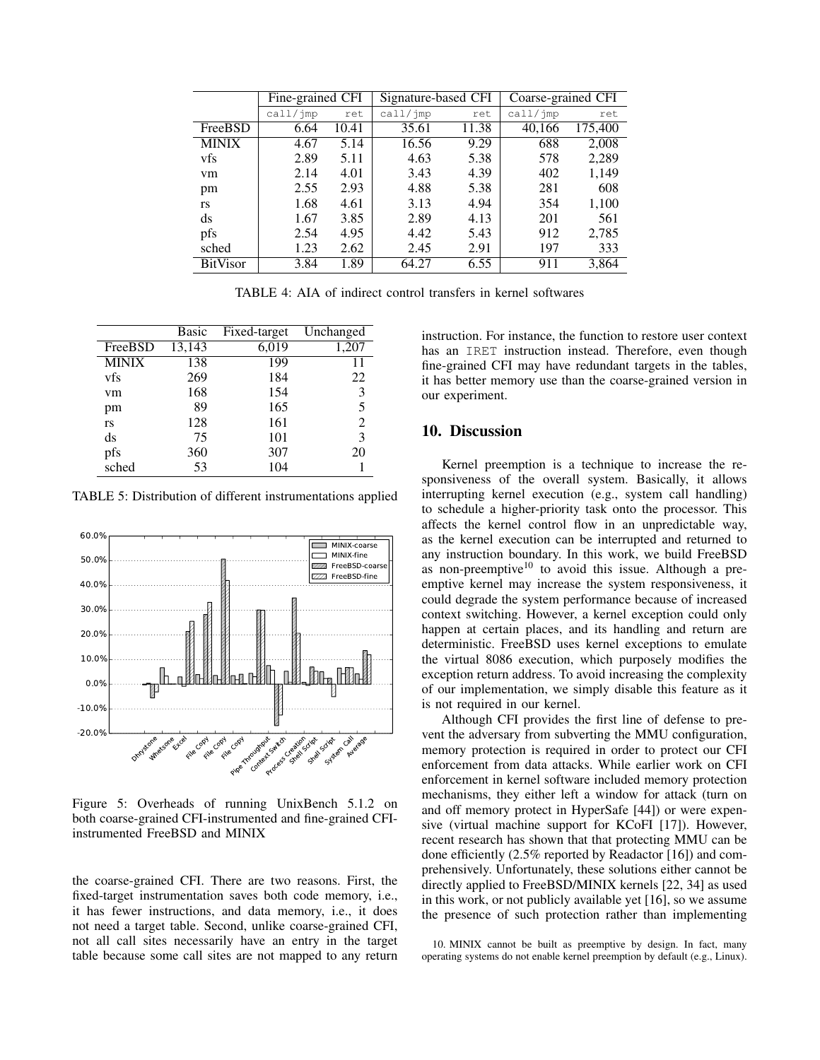|  | Fine-grained CFI |  | Signature-based CFI |  | Coarse-grained CFI |  |
|---|---|---|---|---|---|---|
|  | call/jmp | ret | call/jmp | ret | call/jmp | ret |
| FreeBSD | 6.64 | 10.41 | 35.61 | 11.38 | 40,166 | 175,400 |
| MINIX | 4.67 | 5.14 | 16.56 | 9.29 | 688 | 2,008 |
| vfs | 2.89 | 5.11 | 4.63 | 5.38 | 578 | 2,289 |
| vm | 2.14 | 4.01 | 3.43 | 4.39 | 402 | 1,149 |
| pm | 2.55 | 2.93 | 4.88 | 5.38 | 281 | 608 |
| rs | 1.68 | 4.61 | 3.13 | 4.94 | 354 | 1,100 |
| ds | 1.67 | 3.85 | 2.89 | 4.13 | 201 | 561 |
| pfs | 2.54 | 4.95 | 4.42 | 5.43 | 912 | 2,785 |
| sched | 1.23 | 2.62 | 2.45 | 2.91 | 197 | 333 |
| BitVisor | 3.84 | 1.89 | 64.27 | 6.55 | 911 | 3,864 |

TABLE 4: AIA of indirect control transfers in kernel softwares

|  | Basic | Fixed-target | Unchanged |
|---|---|---|---|
| FreeBSD | 13,143 | 6,019 | 1,207 |
| MINIX | 138 | 199 | 11 |
| vfs | 269 | 184 | 22 |
| vm | 168 | 154 | 3 |
| pm | 89 | 165 | 5 |
| rs | 128 | 161 | 2 |
| ds | 75 | 101 | 3 |
| pfs | 360 | 307 | 20 |
| sched | 53 | 104 | 1 |

TABLE 5: Distribution of different instrumentations applied

Figure 5: Overheads of running UnixBench 5.1.2 on both coarse-grained CFI-instrumented and fine-grained CFI-instrumented FreeBSD and MINIX

the coarse-grained CFI. There are two reasons. First, the fixed-target instrumentation saves both code memory, i.e., it has fewer instructions, and data memory, i.e., it does not need a target table. Second, unlike coarse-grained CFI, not all call sites necessarily have an entry in the target table because some call sites are not mapped to any return instruction. For instance, the function to restore user context has an IRET instruction instead. Therefore, even though fine-grained CFI may have redundant targets in the tables, it has better memory use than the coarse-grained version in our experiment.

## 10. Discussion

Kernel preemption is a technique to increase the responsiveness of the overall system. Basically, it allows interrupting kernel execution (e.g., system call handling) to schedule a higher-priority task onto the processor. This affects the kernel control flow in an unpredictable way, as the kernel execution can be interrupted and returned to any instruction boundary. In this work, we build FreeBSD as non-preemptive[10] to avoid this issue. Although a preemptive kernel may increase the system responsiveness, it could degrade the system performance because of increased context switching. However, a kernel exception could only happen at certain places, and its handling and return are deterministic. FreeBSD uses kernel exceptions to emulate the virtual 8086 execution, which purposely modifies the exception return address. To avoid increasing the complexity of our implementation, we simply disable this feature as it is not required in our kernel.

Although CFI provides the first line of defense to prevent the adversary from subverting the MMU configuration, memory protection is required in order to protect our CFI enforcement from data attacks. While earlier work on CFI enforcement in kernel software included memory protection mechanisms, they either left a window for attack (turn on and off memory protect in HyperSafe [44]) or were expensive (virtual machine support for KCoFI [17]). However, recent research has shown that that protecting MMU can be done efficiently (2.5% reported by Readactor [16]) and comprehensively. Unfortunately, these solutions either cannot be directly applied to FreeBSD/MINIX kernels [22, 34] as used in this work, or not publicly available yet [16], so we assume the presence of such protection rather than implementing

10. MINIX cannot be built as preemptive by design. In fact, many operating systems do not enable kernel preemption by default (e.g., Linux).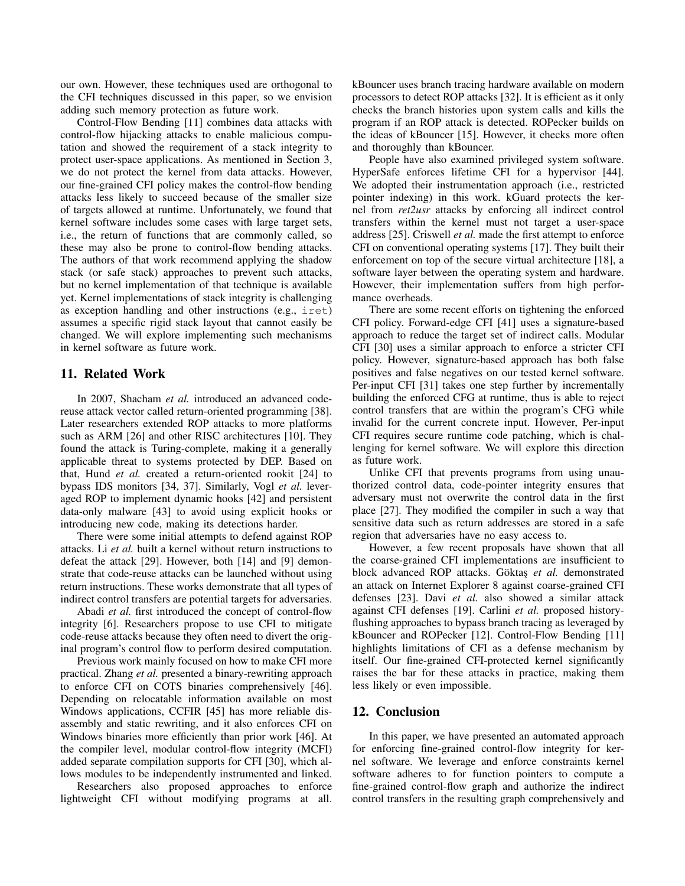our own. However, these techniques used are orthogonal to the CFI techniques discussed in this paper, so we envision adding such memory protection as future work.

Control-Flow Bending [11] combines data attacks with control-flow hijacking attacks to enable malicious computation and showed the requirement of a stack integrity to protect user-space applications. As mentioned in Section 3, we do not protect the kernel from data attacks. However, our fine-grained CFI policy makes the control-flow bending attacks less likely to succeed because of the smaller size of targets allowed at runtime. Unfortunately, we found that kernel software includes some cases with large target sets, i.e., the return of functions that are commonly called, so these may also be prone to control-flow bending attacks. The authors of that work recommend applying the shadow stack (or safe stack) approaches to prevent such attacks, but no kernel implementation of that technique is available yet. Kernel implementations of stack integrity is challenging as exception handling and other instructions (e.g., `iret`) assumes a specific rigid stack layout that cannot easily be changed. We will explore implementing such mechanisms in kernel software as future work.

## 11. Related Work

In 2007, Shacham *et al.* introduced an advanced code-reuse attack vector called return-oriented programming [38]. Later researchers extended ROP attacks to more platforms such as ARM [26] and other RISC architectures [10]. They found the attack is Turing-complete, making it a generally applicable threat to systems protected by DEP. Based on that, Hund *et al.* created a return-oriented rookit [24] to bypass IDS monitors [34, 37]. Similarly, Vogl *et al.* leveraged ROP to implement dynamic hooks [42] and persistent data-only malware [43] to avoid using explicit hooks or introducing new code, making its detections harder.

There were some initial attempts to defend against ROP attacks. Li *et al.* built a kernel without return instructions to defeat the attack [29]. However, both [14] and [9] demonstrate that code-reuse attacks can be launched without using return instructions. These works demonstrate that all types of indirect control transfers are potential targets for adversaries.

Abadi *et al.* first introduced the concept of control-flow integrity [6]. Researchers propose to use CFI to mitigate code-reuse attacks because they often need to divert the original program's control flow to perform desired computation.

Previous work mainly focused on how to make CFI more practical. Zhang *et al.* presented a binary-rewriting approach to enforce CFI on COTS binaries comprehensively [46]. Depending on relocatable information available on most Windows applications, CCFIR [45] has more reliable disassembly and static rewriting, and it also enforces CFI on Windows binaries more efficiently than prior work [46]. At the compiler level, modular control-flow integrity (MCFI) added separate compilation supports for CFI [30], which allows modules to be independently instrumented and linked.

Researchers also proposed approaches to enforce lightweight CFI without modifying programs at all. kBouncer uses branch tracing hardware available on modern processors to detect ROP attacks [32]. It is efficient as it only checks the branch histories upon system calls and kills the program if an ROP attack is detected. ROPecker builds on the ideas of kBouncer [15]. However, it checks more often and thoroughly than kBouncer.

People have also examined privileged system software. HyperSafe enforces lifetime CFI for a hypervisor [44]. We adopted their instrumentation approach (i.e., restricted pointer indexing) in this work. kGuard protects the kernel from *ret2usr* attacks by enforcing all indirect control transfers within the kernel must not target a user-space address [25]. Criswell *et al.* made the first attempt to enforce CFI on conventional operating systems [17]. They built their enforcement on top of the secure virtual architecture [18], a software layer between the operating system and hardware. However, their implementation suffers from high performance overheads.

There are some recent efforts on tightening the enforced CFI policy. Forward-edge CFI [41] uses a signature-based approach to reduce the target set of indirect calls. Modular CFI [30] uses a similar approach to enforce a stricter CFI policy. However, signature-based approach has both false positives and false negatives on our tested kernel software. Per-input CFI [31] takes one step further by incrementally building the enforced CFG at runtime, thus is able to reject control transfers that are within the program's CFG while invalid for the current concrete input. However, Per-input CFI requires secure runtime code patching, which is challenging for kernel software. We will explore this direction as future work.

Unlike CFI that prevents programs from using unauthorized control data, code-pointer integrity ensures that adversary must not overwrite the control data in the first place [27]. They modified the compiler in such a way that sensitive data such as return addresses are stored in a safe region that adversaries have no easy access to.

However, a few recent proposals have shown that all the coarse-grained CFI implementations are insufficient to block advanced ROP attacks. Göktaş *et al.* demonstrated an attack on Internet Explorer 8 against coarse-grained CFI defenses [23]. Davi *et al.* also showed a similar attack against CFI defenses [19]. Carlini *et al.* proposed history-flushing approaches to bypass branch tracing as leveraged by kBouncer and ROPecker [12]. Control-Flow Bending [11] highlights limitations of CFI as a defense mechanism by itself. Our fine-grained CFI-protected kernel significantly raises the bar for these attacks in practice, making them less likely or even impossible.

## 12. Conclusion

In this paper, we have presented an automated approach for enforcing fine-grained control-flow integrity for kernel software. We leverage and enforce constraints kernel software adheres to for function pointers to compute a fine-grained control-flow graph and authorize the indirect control transfers in the resulting graph comprehensively and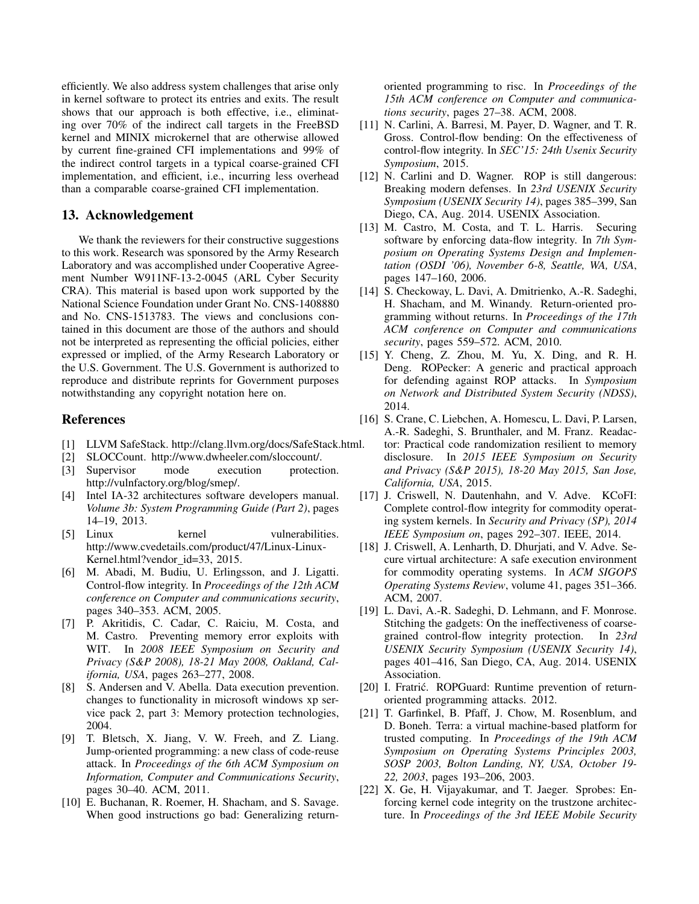efficiently. We also address system challenges that arise only in kernel software to protect its entries and exits. The result shows that our approach is both effective, i.e., eliminating over 70% of the indirect call targets in the FreeBSD kernel and MINIX microkernel that are otherwise allowed by current fine-grained CFI implementations and 99% of the indirect control targets in a typical coarse-grained CFI implementation, and efficient, i.e., incurring less overhead than a comparable coarse-grained CFI implementation.

## 13. Acknowledgement

We thank the reviewers for their constructive suggestions to this work. Research was sponsored by the Army Research Laboratory and was accomplished under Cooperative Agreement Number W911NF-13-2-0045 (ARL Cyber Security CRA). This material is based upon work supported by the National Science Foundation under Grant No. CNS-1408880 and No. CNS-1513783. The views and conclusions contained in this document are those of the authors and should not be interpreted as representing the official policies, either expressed or implied, of the Army Research Laboratory or the U.S. Government. The U.S. Government is authorized to reproduce and distribute reprints for Government purposes notwithstanding any copyright notation here on.

## References

[1] LLVM SafeStack. http://clang.llvm.org/docs/SafeStack.html.

[2] SLOCCount. http://www.dwheeler.com/sloccount/.

[3] Supervisor mode execution protection. http://vulnfactory.org/blog/smep/.

[4] Intel IA-32 architectures software developers manual. *Volume 3b: System Programming Guide (Part 2)*, pages 14–19, 2013.

[5] Linux kernel vulnerabilities. http://www.cvedetails.com/product/47/Linux-Linux-Kernel.html?vendor_id=33, 2015.

[6] M. Abadi, M. Budiu, U. Erlingsson, and J. Ligatti. Control-flow integrity. In *Proceedings of the 12th ACM conference on Computer and communications security*, pages 340–353. ACM, 2005.

[7] P. Akritidis, C. Cadar, C. Raiciu, M. Costa, and M. Castro. Preventing memory error exploits with WIT. In *2008 IEEE Symposium on Security and Privacy (S&P 2008), 18-21 May 2008, Oakland, California, USA*, pages 263–277, 2008.

[8] S. Andersen and V. Abella. Data execution prevention. changes to functionality in microsoft windows xp service pack 2, part 3: Memory protection technologies, 2004.

[9] T. Bletsch, X. Jiang, V. W. Freeh, and Z. Liang. Jump-oriented programming: a new class of code-reuse attack. In *Proceedings of the 6th ACM Symposium on Information, Computer and Communications Security*, pages 30–40. ACM, 2011.

[10] E. Buchanan, R. Roemer, H. Shacham, and S. Savage. When good instructions go bad: Generalizing return-oriented programming to risc. In *Proceedings of the 15th ACM conference on Computer and communications security*, pages 27–38. ACM, 2008.

[11] N. Carlini, A. Barresi, M. Payer, D. Wagner, and T. R. Gross. Control-flow bending: On the effectiveness of control-flow integrity. In *SEC'15: 24th Usenix Security Symposium*, 2015.

[12] N. Carlini and D. Wagner. ROP is still dangerous: Breaking modern defenses. In *23rd USENIX Security Symposium (USENIX Security 14)*, pages 385–399, San Diego, CA, Aug. 2014. USENIX Association.

[13] M. Castro, M. Costa, and T. L. Harris. Securing software by enforcing data-flow integrity. In *7th Symposium on Operating Systems Design and Implementation (OSDI '06), November 6-8, Seattle, WA, USA*, pages 147–160, 2006.

[14] S. Checkoway, L. Davi, A. Dmitrienko, A.-R. Sadeghi, H. Shacham, and M. Winandy. Return-oriented programming without returns. In *Proceedings of the 17th ACM conference on Computer and communications security*, pages 559–572. ACM, 2010.

[15] Y. Cheng, Z. Zhou, M. Yu, X. Ding, and R. H. Deng. ROPecker: A generic and practical approach for defending against ROP attacks. In *Symposium on Network and Distributed System Security (NDSS)*, 2014.

[16] S. Crane, C. Liebchen, A. Homescu, L. Davi, P. Larsen, A.-R. Sadeghi, S. Brunthaler, and M. Franz. Readactor: Practical code randomization resilient to memory disclosure. In *2015 IEEE Symposium on Security and Privacy (S&P 2015), 18-20 May 2015, San Jose, California, USA*, 2015.

[17] J. Criswell, N. Dautenhahn, and V. Adve. KCoFI: Complete control-flow integrity for commodity operating system kernels. In *Security and Privacy (SP), 2014 IEEE Symposium on*, pages 292–307. IEEE, 2014.

[18] J. Criswell, A. Lenharth, D. Dhurjati, and V. Adve. Secure virtual architecture: A safe execution environment for commodity operating systems. In *ACM SIGOPS Operating Systems Review*, volume 41, pages 351–366. ACM, 2007.

[19] L. Davi, A.-R. Sadeghi, D. Lehmann, and F. Monrose. Stitching the gadgets: On the ineffectiveness of coarse-grained control-flow integrity protection. In *23rd USENIX Security Symposium (USENIX Security 14)*, pages 401–416, San Diego, CA, Aug. 2014. USENIX Association.

[20] I. Fratrić. ROPGuard: Runtime prevention of return-oriented programming attacks. 2012.

[21] T. Garfinkel, B. Pfaff, J. Chow, M. Rosenblum, and D. Boneh. Terra: a virtual machine-based platform for trusted computing. In *Proceedings of the 19th ACM Symposium on Operating Systems Principles 2003, SOSP 2003, Bolton Landing, NY, USA, October 19-22, 2003*, pages 193–206, 2003.

[22] X. Ge, H. Vijayakumar, and T. Jaeger. Sprobes: Enforcing kernel code integrity on the trustzone architecture. In *Proceedings of the 3rd IEEE Mobile Security*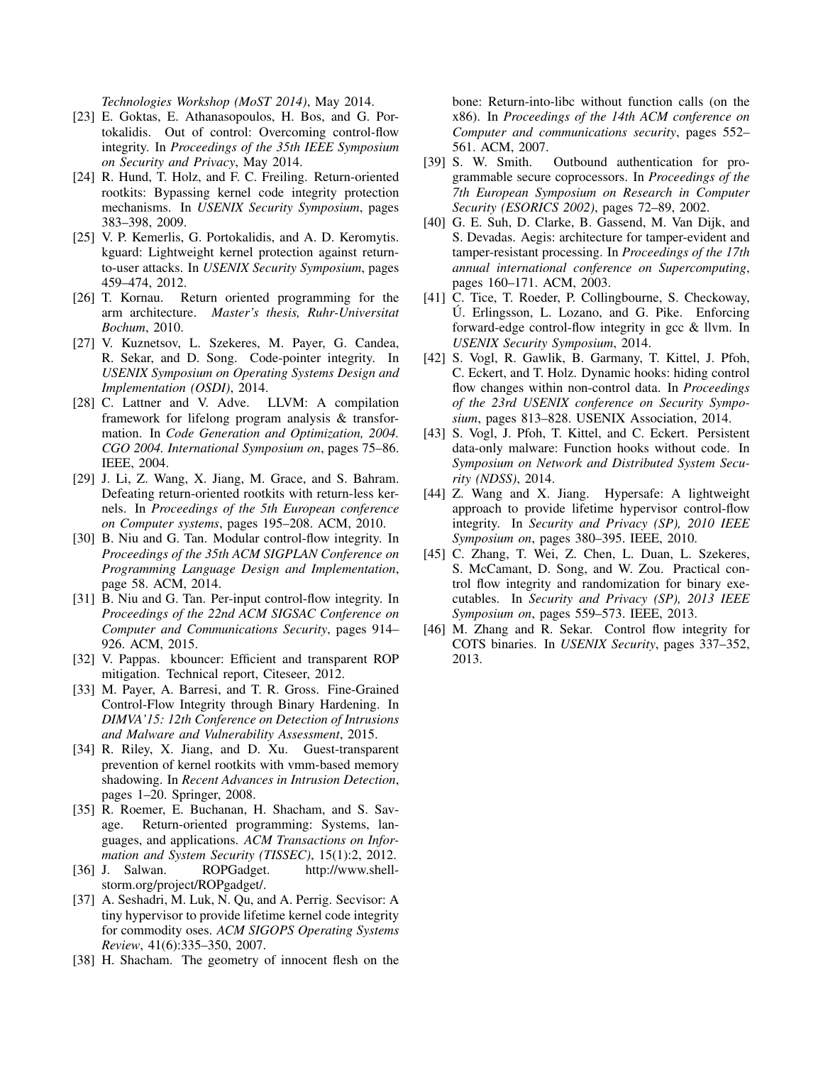*Technologies Workshop (MoST 2014)*, May 2014.

[23] E. Goktas, E. Athanasopoulos, H. Bos, and G. Portokalidis. Out of control: Overcoming control-flow integrity. In *Proceedings of the 35th IEEE Symposium on Security and Privacy*, May 2014.

[24] R. Hund, T. Holz, and F. C. Freiling. Return-oriented rootkits: Bypassing kernel code integrity protection mechanisms. In *USENIX Security Symposium*, pages 383–398, 2009.

[25] V. P. Kemerlis, G. Portokalidis, and A. D. Keromytis. kguard: Lightweight kernel protection against return-to-user attacks. In *USENIX Security Symposium*, pages 459–474, 2012.

[26] T. Kornau. Return oriented programming for the arm architecture. *Master's thesis, Ruhr-Universitat Bochum*, 2010.

[27] V. Kuznetsov, L. Szekeres, M. Payer, G. Candea, R. Sekar, and D. Song. Code-pointer integrity. In *USENIX Symposium on Operating Systems Design and Implementation (OSDI)*, 2014.

[28] C. Lattner and V. Adve. LLVM: A compilation framework for lifelong program analysis & transformation. In *Code Generation and Optimization, 2004. CGO 2004. International Symposium on*, pages 75–86. IEEE, 2004.

[29] J. Li, Z. Wang, X. Jiang, M. Grace, and S. Bahram. Defeating return-oriented rootkits with return-less kernels. In *Proceedings of the 5th European conference on Computer systems*, pages 195–208. ACM, 2010.

[30] B. Niu and G. Tan. Modular control-flow integrity. In *Proceedings of the 35th ACM SIGPLAN Conference on Programming Language Design and Implementation*, page 58. ACM, 2014.

[31] B. Niu and G. Tan. Per-input control-flow integrity. In *Proceedings of the 22nd ACM SIGSAC Conference on Computer and Communications Security*, pages 914–926. ACM, 2015.

[32] V. Pappas. kbouncer: Efficient and transparent ROP mitigation. Technical report, Citeseer, 2012.

[33] M. Payer, A. Barresi, and T. R. Gross. Fine-Grained Control-Flow Integrity through Binary Hardening. In *DIMVA'15: 12th Conference on Detection of Intrusions and Malware and Vulnerability Assessment*, 2015.

[34] R. Riley, X. Jiang, and D. Xu. Guest-transparent prevention of kernel rootkits with vmm-based memory shadowing. In *Recent Advances in Intrusion Detection*, pages 1–20. Springer, 2008.

[35] R. Roemer, E. Buchanan, H. Shacham, and S. Savage. Return-oriented programming: Systems, languages, and applications. *ACM Transactions on Information and System Security (TISSEC)*, 15(1):2, 2012.

[36] J. Salwan. ROPGadget. http://www.shell-storm.org/project/ROPgadget/.

[37] A. Seshadri, M. Luk, N. Qu, and A. Perrig. Secvisor: A tiny hypervisor to provide lifetime kernel code integrity for commodity oses. *ACM SIGOPS Operating Systems Review*, 41(6):335–350, 2007.

[38] H. Shacham. The geometry of innocent flesh on the bone: Return-into-libc without function calls (on the x86). In *Proceedings of the 14th ACM conference on Computer and communications security*, pages 552–561. ACM, 2007.

[39] S. W. Smith. Outbound authentication for programmable secure coprocessors. In *Proceedings of the 7th European Symposium on Research in Computer Security (ESORICS 2002)*, pages 72–89, 2002.

[40] G. E. Suh, D. Clarke, B. Gassend, M. Van Dijk, and S. Devadas. Aegis: architecture for tamper-evident and tamper-resistant processing. In *Proceedings of the 17th annual international conference on Supercomputing*, pages 160–171. ACM, 2003.

[41] C. Tice, T. Roeder, P. Collingbourne, S. Checkoway, Ú. Erlingsson, L. Lozano, and G. Pike. Enforcing forward-edge control-flow integrity in gcc & llvm. In *USENIX Security Symposium*, 2014.

[42] S. Vogl, R. Gawlik, B. Garmany, T. Kittel, J. Pfoh, C. Eckert, and T. Holz. Dynamic hooks: hiding control flow changes within non-control data. In *Proceedings of the 23rd USENIX conference on Security Symposium*, pages 813–828. USENIX Association, 2014.

[43] S. Vogl, J. Pfoh, T. Kittel, and C. Eckert. Persistent data-only malware: Function hooks without code. In *Symposium on Network and Distributed System Security (NDSS)*, 2014.

[44] Z. Wang and X. Jiang. Hypersafe: A lightweight approach to provide lifetime hypervisor control-flow integrity. In *Security and Privacy (SP), 2010 IEEE Symposium on*, pages 380–395. IEEE, 2010.

[45] C. Zhang, T. Wei, Z. Chen, L. Duan, L. Szekeres, S. McCamant, D. Song, and W. Zou. Practical control flow integrity and randomization for binary executables. In *Security and Privacy (SP), 2013 IEEE Symposium on*, pages 559–573. IEEE, 2013.

[46] M. Zhang and R. Sekar. Control flow integrity for COTS binaries. In *USENIX Security*, pages 337–352, 2013.